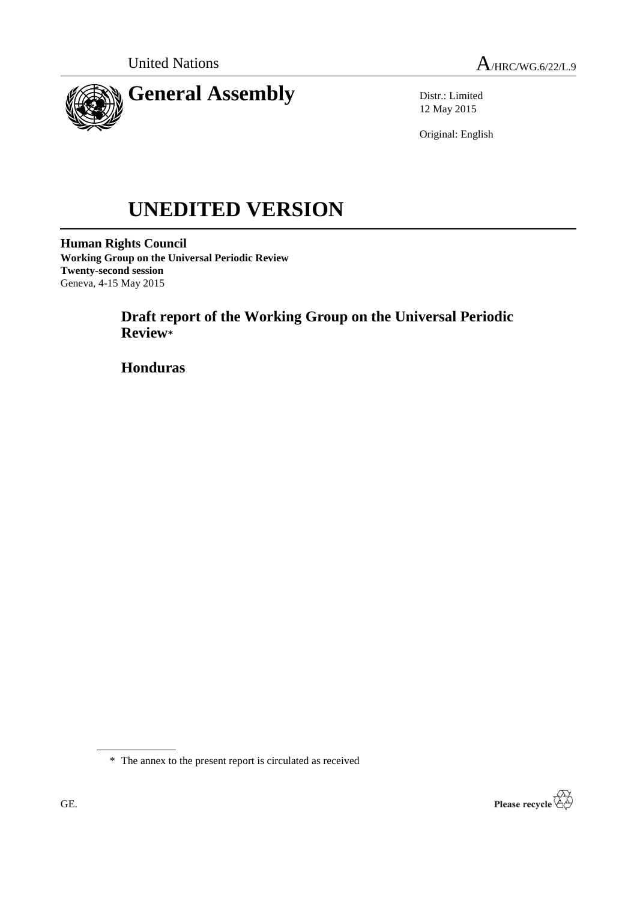United Nations A/HRC/WG.6/22/L.9

# General Assembly

Distr.: Limited
12 May 2015

Original: English

# UNEDITED VERSION

**Human Rights Council**
**Working Group on the Universal Periodic Review**
**Twenty-second session**
Geneva, 4-15 May 2015

## Draft report of the Working Group on the Universal Periodic Review*

## Honduras

\* The annex to the present report is circulated as received

GE.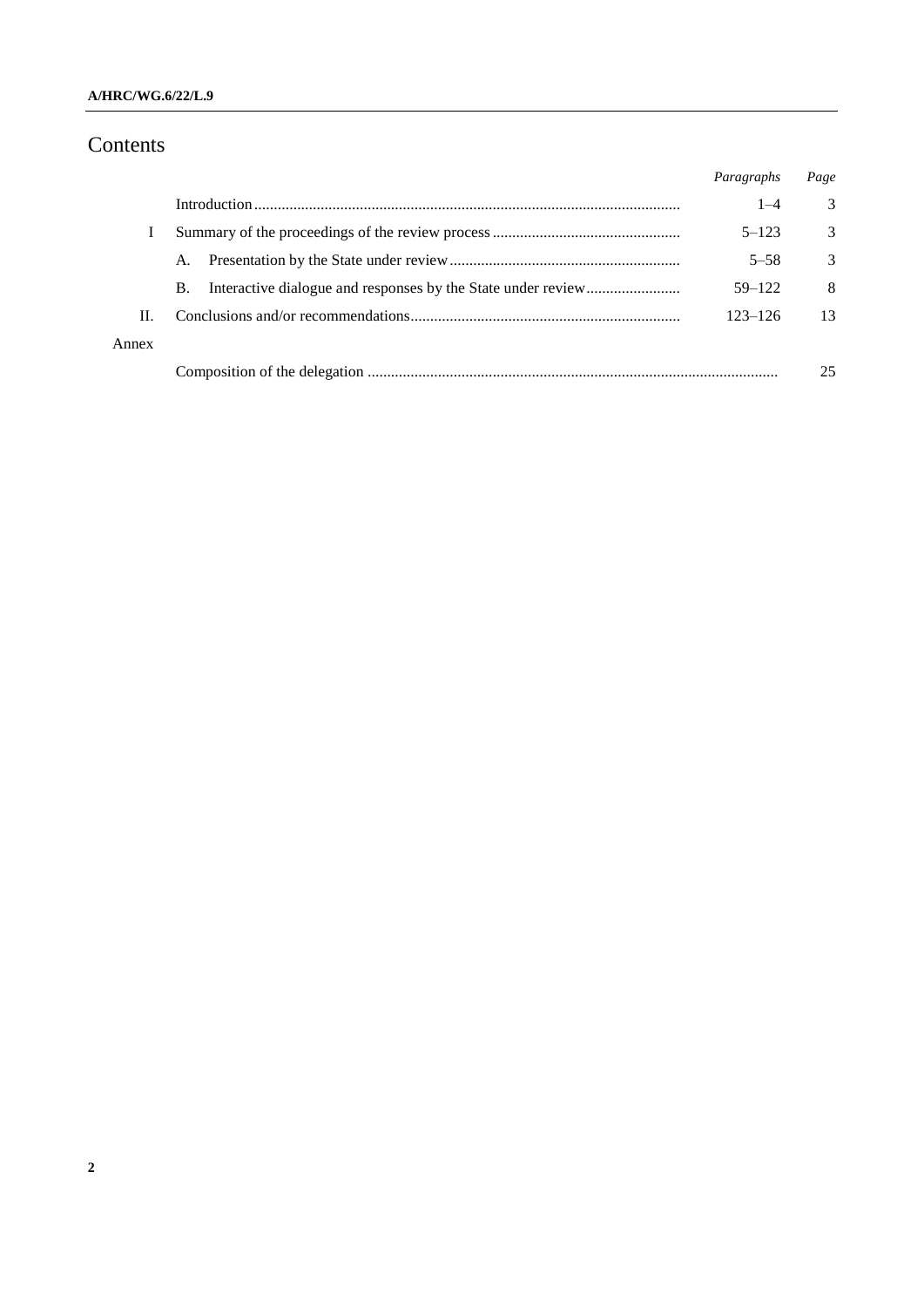# Contents

| | | *Paragraphs* | *Page* |
|---|---|---|---|
| | Introduction | 1–4 | 3 |
| I | Summary of the proceedings of the review process | 5–123 | 3 |
| | A. Presentation by the State under review | 5–58 | 3 |
| | B. Interactive dialogue and responses by the State under review | 59–122 | 8 |
| II. | Conclusions and/or recommendations | 123–126 | 13 |
| Annex | | | |
| | Composition of the delegation | | 25 |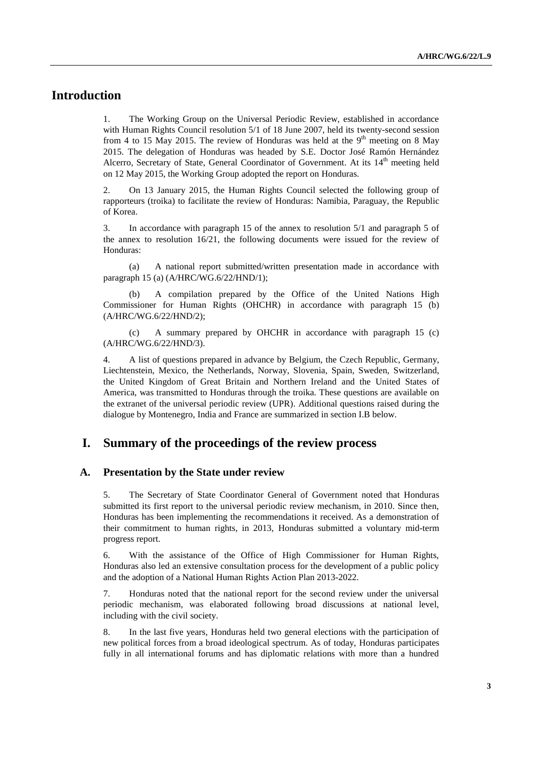# Introduction

1. The Working Group on the Universal Periodic Review, established in accordance with Human Rights Council resolution 5/1 of 18 June 2007, held its twenty-second session from 4 to 15 May 2015. The review of Honduras was held at the 9th meeting on 8 May 2015. The delegation of Honduras was headed by S.E. Doctor José Ramón Hernández Alcerro, Secretary of State, General Coordinator of Government. At its 14th meeting held on 12 May 2015, the Working Group adopted the report on Honduras.

2. On 13 January 2015, the Human Rights Council selected the following group of rapporteurs (troika) to facilitate the review of Honduras: Namibia, Paraguay, the Republic of Korea.

3. In accordance with paragraph 15 of the annex to resolution 5/1 and paragraph 5 of the annex to resolution 16/21, the following documents were issued for the review of Honduras:

(a) A national report submitted/written presentation made in accordance with paragraph 15 (a) (A/HRC/WG.6/22/HND/1);

(b) A compilation prepared by the Office of the United Nations High Commissioner for Human Rights (OHCHR) in accordance with paragraph 15 (b) (A/HRC/WG.6/22/HND/2);

(c) A summary prepared by OHCHR in accordance with paragraph 15 (c) (A/HRC/WG.6/22/HND/3).

4. A list of questions prepared in advance by Belgium, the Czech Republic, Germany, Liechtenstein, Mexico, the Netherlands, Norway, Slovenia, Spain, Sweden, Switzerland, the United Kingdom of Great Britain and Northern Ireland and the United States of America, was transmitted to Honduras through the troika. These questions are available on the extranet of the universal periodic review (UPR). Additional questions raised during the dialogue by Montenegro, India and France are summarized in section I.B below.

# I. Summary of the proceedings of the review process

## A. Presentation by the State under review

5. The Secretary of State Coordinator General of Government noted that Honduras submitted its first report to the universal periodic review mechanism, in 2010. Since then, Honduras has been implementing the recommendations it received. As a demonstration of their commitment to human rights, in 2013, Honduras submitted a voluntary mid-term progress report.

6. With the assistance of the Office of High Commissioner for Human Rights, Honduras also led an extensive consultation process for the development of a public policy and the adoption of a National Human Rights Action Plan 2013-2022.

7. Honduras noted that the national report for the second review under the universal periodic mechanism, was elaborated following broad discussions at national level, including with the civil society.

8. In the last five years, Honduras held two general elections with the participation of new political forces from a broad ideological spectrum. As of today, Honduras participates fully in all international forums and has diplomatic relations with more than a hundred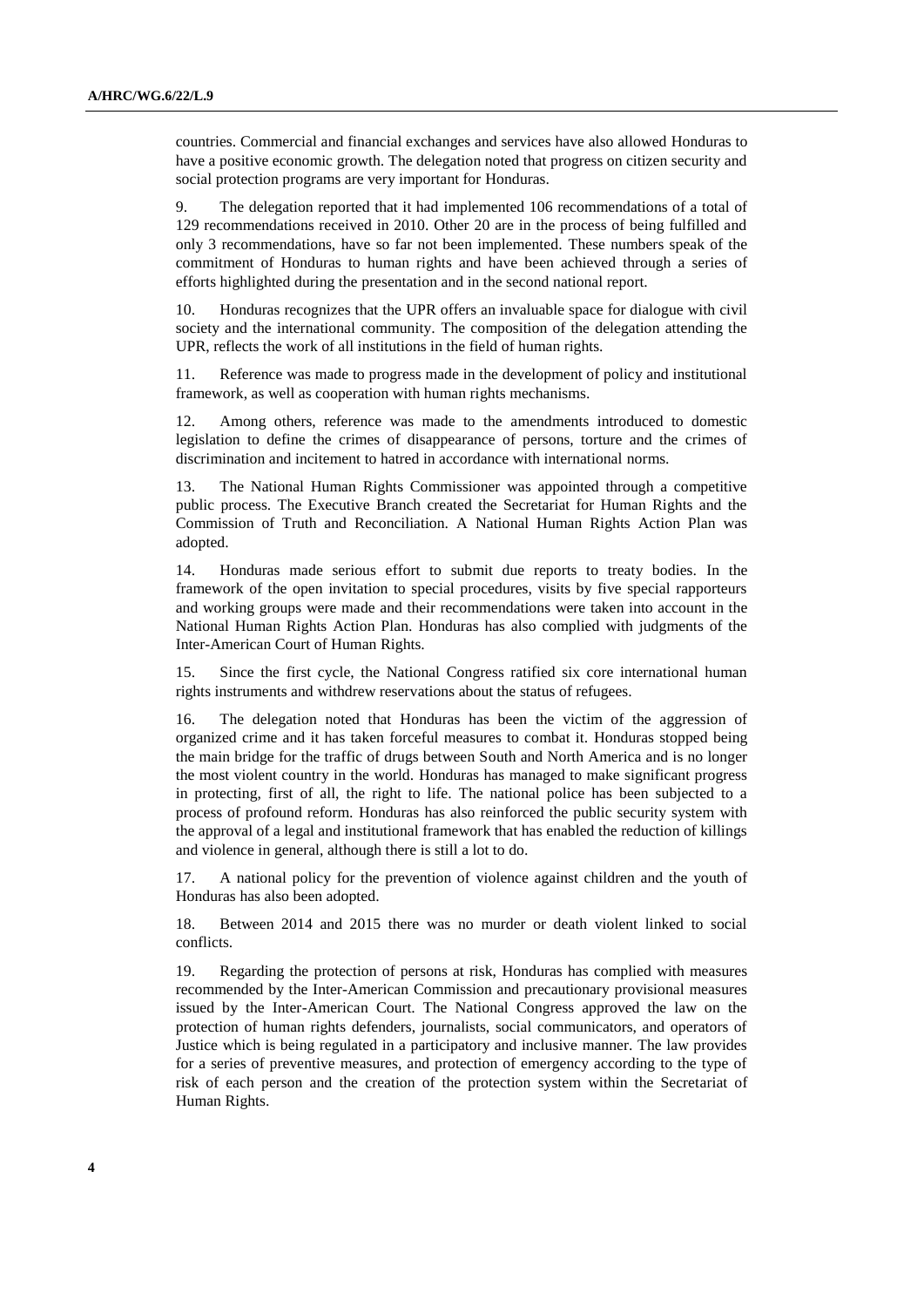countries. Commercial and financial exchanges and services have also allowed Honduras to have a positive economic growth. The delegation noted that progress on citizen security and social protection programs are very important for Honduras.

9. The delegation reported that it had implemented 106 recommendations of a total of 129 recommendations received in 2010. Other 20 are in the process of being fulfilled and only 3 recommendations, have so far not been implemented. These numbers speak of the commitment of Honduras to human rights and have been achieved through a series of efforts highlighted during the presentation and in the second national report.

10. Honduras recognizes that the UPR offers an invaluable space for dialogue with civil society and the international community. The composition of the delegation attending the UPR, reflects the work of all institutions in the field of human rights.

11. Reference was made to progress made in the development of policy and institutional framework, as well as cooperation with human rights mechanisms.

12. Among others, reference was made to the amendments introduced to domestic legislation to define the crimes of disappearance of persons, torture and the crimes of discrimination and incitement to hatred in accordance with international norms.

13. The National Human Rights Commissioner was appointed through a competitive public process. The Executive Branch created the Secretariat for Human Rights and the Commission of Truth and Reconciliation. A National Human Rights Action Plan was adopted.

14. Honduras made serious effort to submit due reports to treaty bodies. In the framework of the open invitation to special procedures, visits by five special rapporteurs and working groups were made and their recommendations were taken into account in the National Human Rights Action Plan. Honduras has also complied with judgments of the Inter-American Court of Human Rights.

15. Since the first cycle, the National Congress ratified six core international human rights instruments and withdrew reservations about the status of refugees.

16. The delegation noted that Honduras has been the victim of the aggression of organized crime and it has taken forceful measures to combat it. Honduras stopped being the main bridge for the traffic of drugs between South and North America and is no longer the most violent country in the world. Honduras has managed to make significant progress in protecting, first of all, the right to life. The national police has been subjected to a process of profound reform. Honduras has also reinforced the public security system with the approval of a legal and institutional framework that has enabled the reduction of killings and violence in general, although there is still a lot to do.

17. A national policy for the prevention of violence against children and the youth of Honduras has also been adopted.

18. Between 2014 and 2015 there was no murder or death violent linked to social conflicts.

19. Regarding the protection of persons at risk, Honduras has complied with measures recommended by the Inter-American Commission and precautionary provisional measures issued by the Inter-American Court. The National Congress approved the law on the protection of human rights defenders, journalists, social communicators, and operators of Justice which is being regulated in a participatory and inclusive manner. The law provides for a series of preventive measures, and protection of emergency according to the type of risk of each person and the creation of the protection system within the Secretariat of Human Rights.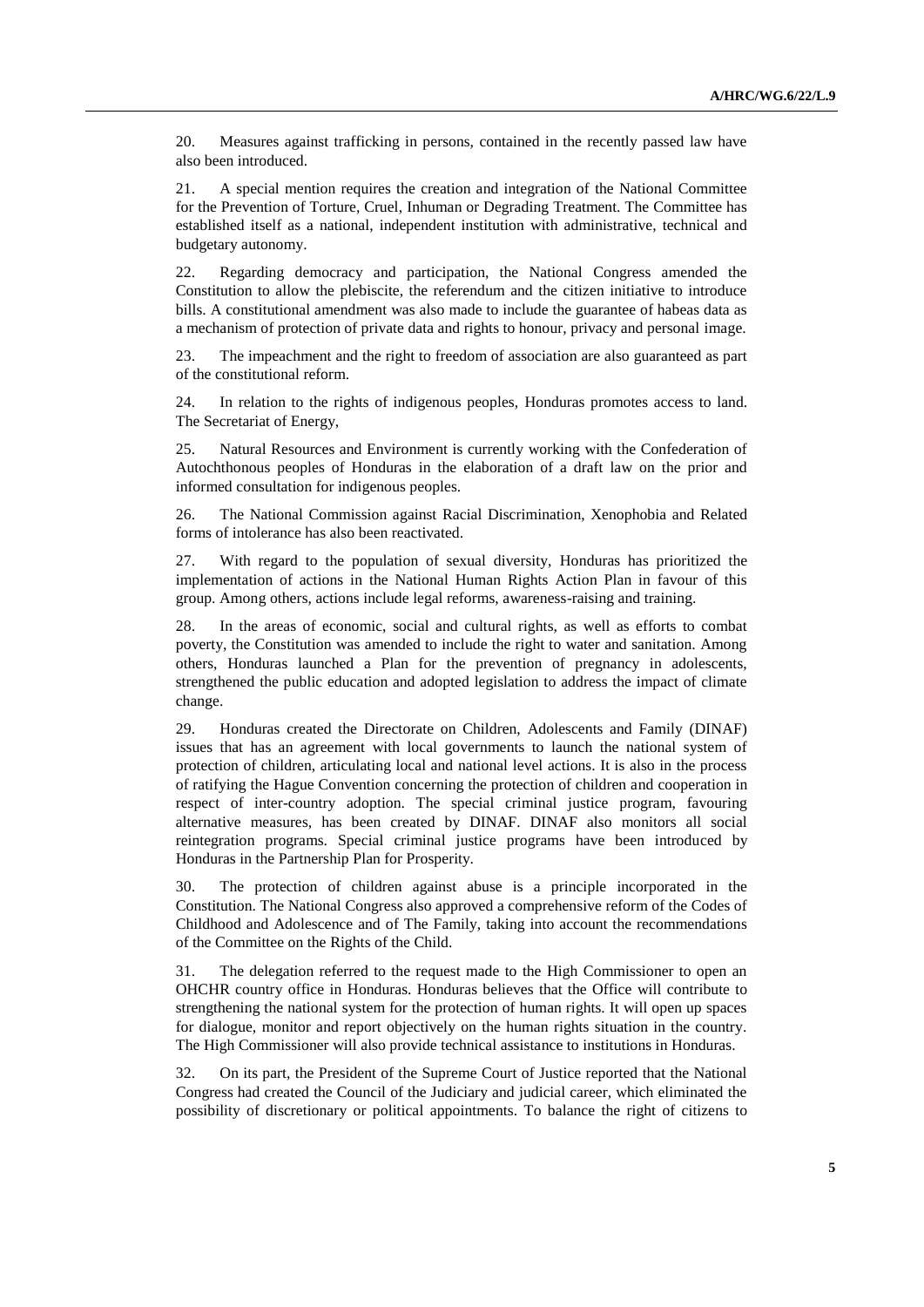20. Measures against trafficking in persons, contained in the recently passed law have also been introduced.

21. A special mention requires the creation and integration of the National Committee for the Prevention of Torture, Cruel, Inhuman or Degrading Treatment. The Committee has established itself as a national, independent institution with administrative, technical and budgetary autonomy.

22. Regarding democracy and participation, the National Congress amended the Constitution to allow the plebiscite, the referendum and the citizen initiative to introduce bills. A constitutional amendment was also made to include the guarantee of habeas data as a mechanism of protection of private data and rights to honour, privacy and personal image.

23. The impeachment and the right to freedom of association are also guaranteed as part of the constitutional reform.

24. In relation to the rights of indigenous peoples, Honduras promotes access to land. The Secretariat of Energy,

25. Natural Resources and Environment is currently working with the Confederation of Autochthonous peoples of Honduras in the elaboration of a draft law on the prior and informed consultation for indigenous peoples.

26. The National Commission against Racial Discrimination, Xenophobia and Related forms of intolerance has also been reactivated.

27. With regard to the population of sexual diversity, Honduras has prioritized the implementation of actions in the National Human Rights Action Plan in favour of this group. Among others, actions include legal reforms, awareness-raising and training.

28. In the areas of economic, social and cultural rights, as well as efforts to combat poverty, the Constitution was amended to include the right to water and sanitation. Among others, Honduras launched a Plan for the prevention of pregnancy in adolescents, strengthened the public education and adopted legislation to address the impact of climate change.

29. Honduras created the Directorate on Children, Adolescents and Family (DINAF) issues that has an agreement with local governments to launch the national system of protection of children, articulating local and national level actions. It is also in the process of ratifying the Hague Convention concerning the protection of children and cooperation in respect of inter-country adoption. The special criminal justice program, favouring alternative measures, has been created by DINAF. DINAF also monitors all social reintegration programs. Special criminal justice programs have been introduced by Honduras in the Partnership Plan for Prosperity.

30. The protection of children against abuse is a principle incorporated in the Constitution. The National Congress also approved a comprehensive reform of the Codes of Childhood and Adolescence and of The Family, taking into account the recommendations of the Committee on the Rights of the Child.

31. The delegation referred to the request made to the High Commissioner to open an OHCHR country office in Honduras. Honduras believes that the Office will contribute to strengthening the national system for the protection of human rights. It will open up spaces for dialogue, monitor and report objectively on the human rights situation in the country. The High Commissioner will also provide technical assistance to institutions in Honduras.

32. On its part, the President of the Supreme Court of Justice reported that the National Congress had created the Council of the Judiciary and judicial career, which eliminated the possibility of discretionary or political appointments. To balance the right of citizens to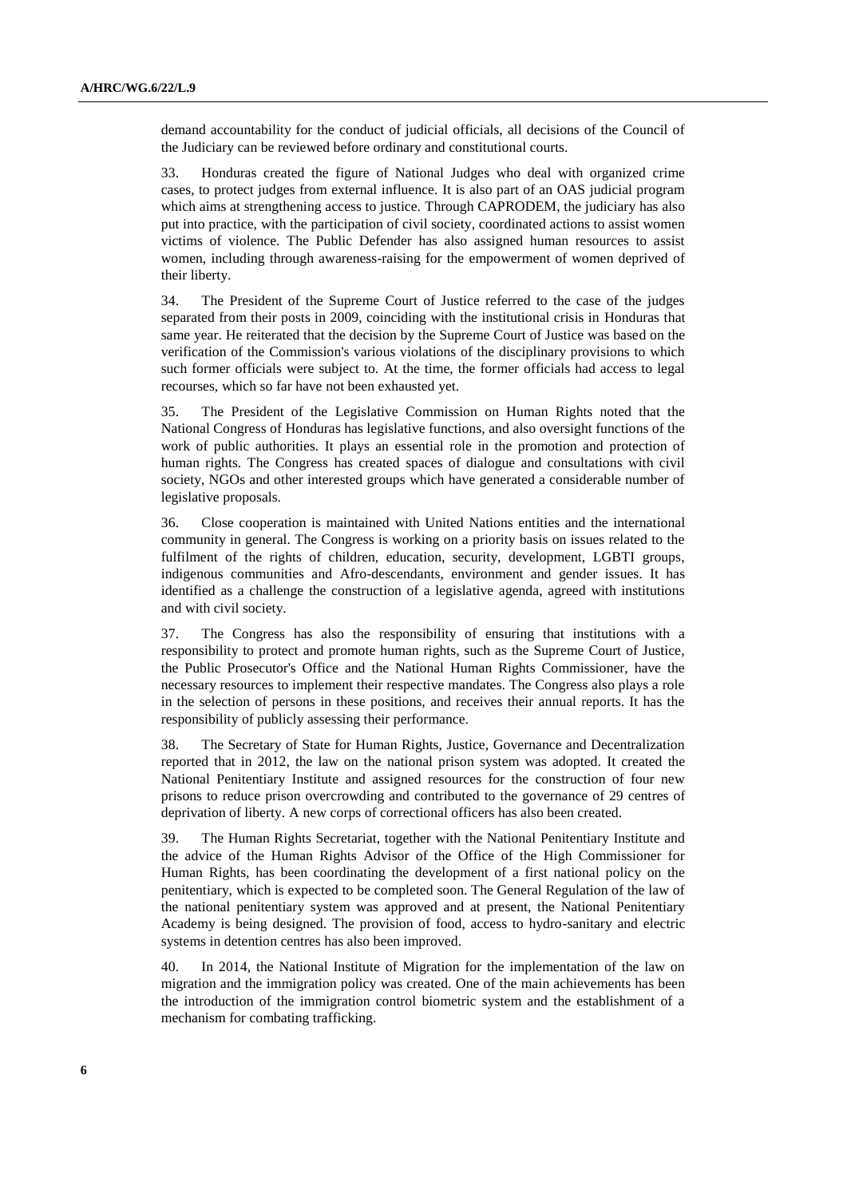demand accountability for the conduct of judicial officials, all decisions of the Council of the Judiciary can be reviewed before ordinary and constitutional courts.

33. Honduras created the figure of National Judges who deal with organized crime cases, to protect judges from external influence. It is also part of an OAS judicial program which aims at strengthening access to justice. Through CAPRODEM, the judiciary has also put into practice, with the participation of civil society, coordinated actions to assist women victims of violence. The Public Defender has also assigned human resources to assist women, including through awareness-raising for the empowerment of women deprived of their liberty.

34. The President of the Supreme Court of Justice referred to the case of the judges separated from their posts in 2009, coinciding with the institutional crisis in Honduras that same year. He reiterated that the decision by the Supreme Court of Justice was based on the verification of the Commission's various violations of the disciplinary provisions to which such former officials were subject to. At the time, the former officials had access to legal recourses, which so far have not been exhausted yet.

35. The President of the Legislative Commission on Human Rights noted that the National Congress of Honduras has legislative functions, and also oversight functions of the work of public authorities. It plays an essential role in the promotion and protection of human rights. The Congress has created spaces of dialogue and consultations with civil society, NGOs and other interested groups which have generated a considerable number of legislative proposals.

36. Close cooperation is maintained with United Nations entities and the international community in general. The Congress is working on a priority basis on issues related to the fulfilment of the rights of children, education, security, development, LGBTI groups, indigenous communities and Afro-descendants, environment and gender issues. It has identified as a challenge the construction of a legislative agenda, agreed with institutions and with civil society.

37. The Congress has also the responsibility of ensuring that institutions with a responsibility to protect and promote human rights, such as the Supreme Court of Justice, the Public Prosecutor's Office and the National Human Rights Commissioner, have the necessary resources to implement their respective mandates. The Congress also plays a role in the selection of persons in these positions, and receives their annual reports. It has the responsibility of publicly assessing their performance.

38. The Secretary of State for Human Rights, Justice, Governance and Decentralization reported that in 2012, the law on the national prison system was adopted. It created the National Penitentiary Institute and assigned resources for the construction of four new prisons to reduce prison overcrowding and contributed to the governance of 29 centres of deprivation of liberty. A new corps of correctional officers has also been created.

39. The Human Rights Secretariat, together with the National Penitentiary Institute and the advice of the Human Rights Advisor of the Office of the High Commissioner for Human Rights, has been coordinating the development of a first national policy on the penitentiary, which is expected to be completed soon. The General Regulation of the law of the national penitentiary system was approved and at present, the National Penitentiary Academy is being designed. The provision of food, access to hydro-sanitary and electric systems in detention centres has also been improved.

40. In 2014, the National Institute of Migration for the implementation of the law on migration and the immigration policy was created. One of the main achievements has been the introduction of the immigration control biometric system and the establishment of a mechanism for combating trafficking.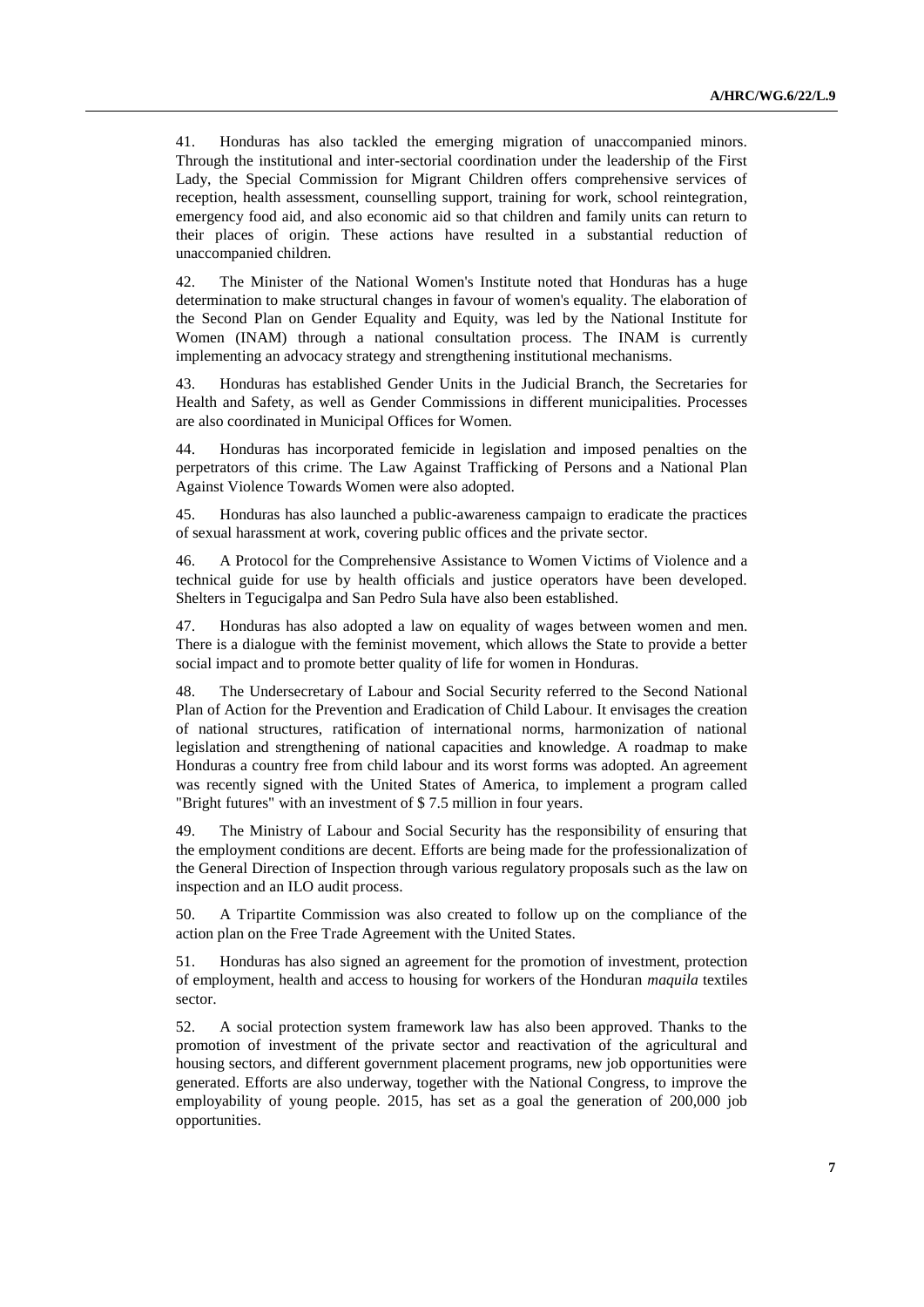41. Honduras has also tackled the emerging migration of unaccompanied minors. Through the institutional and inter-sectorial coordination under the leadership of the First Lady, the Special Commission for Migrant Children offers comprehensive services of reception, health assessment, counselling support, training for work, school reintegration, emergency food aid, and also economic aid so that children and family units can return to their places of origin. These actions have resulted in a substantial reduction of unaccompanied children.

42. The Minister of the National Women's Institute noted that Honduras has a huge determination to make structural changes in favour of women's equality. The elaboration of the Second Plan on Gender Equality and Equity, was led by the National Institute for Women (INAM) through a national consultation process. The INAM is currently implementing an advocacy strategy and strengthening institutional mechanisms.

43. Honduras has established Gender Units in the Judicial Branch, the Secretaries for Health and Safety, as well as Gender Commissions in different municipalities. Processes are also coordinated in Municipal Offices for Women.

44. Honduras has incorporated femicide in legislation and imposed penalties on the perpetrators of this crime. The Law Against Trafficking of Persons and a National Plan Against Violence Towards Women were also adopted.

45. Honduras has also launched a public-awareness campaign to eradicate the practices of sexual harassment at work, covering public offices and the private sector.

46. A Protocol for the Comprehensive Assistance to Women Victims of Violence and a technical guide for use by health officials and justice operators have been developed. Shelters in Tegucigalpa and San Pedro Sula have also been established.

47. Honduras has also adopted a law on equality of wages between women and men. There is a dialogue with the feminist movement, which allows the State to provide a better social impact and to promote better quality of life for women in Honduras.

48. The Undersecretary of Labour and Social Security referred to the Second National Plan of Action for the Prevention and Eradication of Child Labour. It envisages the creation of national structures, ratification of international norms, harmonization of national legislation and strengthening of national capacities and knowledge. A roadmap to make Honduras a country free from child labour and its worst forms was adopted. An agreement was recently signed with the United States of America, to implement a program called "Bright futures" with an investment of $ 7.5 million in four years.

49. The Ministry of Labour and Social Security has the responsibility of ensuring that the employment conditions are decent. Efforts are being made for the professionalization of the General Direction of Inspection through various regulatory proposals such as the law on inspection and an ILO audit process.

50. A Tripartite Commission was also created to follow up on the compliance of the action plan on the Free Trade Agreement with the United States.

51. Honduras has also signed an agreement for the promotion of investment, protection of employment, health and access to housing for workers of the Honduran *maquila* textiles sector.

52. A social protection system framework law has also been approved. Thanks to the promotion of investment of the private sector and reactivation of the agricultural and housing sectors, and different government placement programs, new job opportunities were generated. Efforts are also underway, together with the National Congress, to improve the employability of young people. 2015, has set as a goal the generation of 200,000 job opportunities.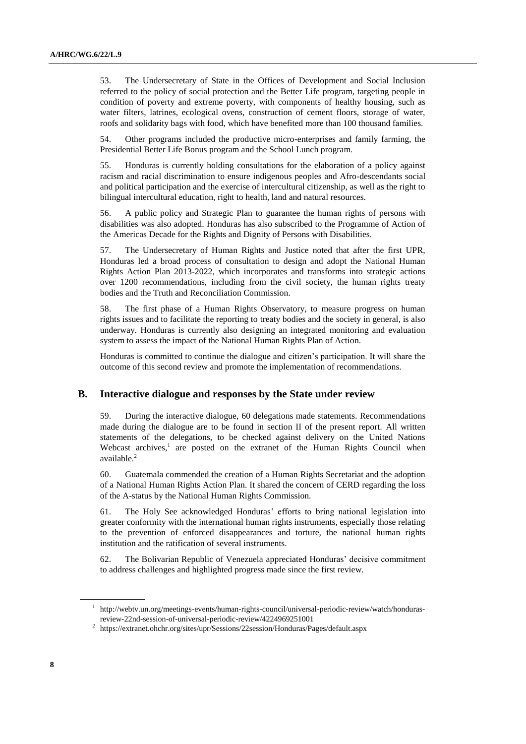53. The Undersecretary of State in the Offices of Development and Social Inclusion referred to the policy of social protection and the Better Life program, targeting people in condition of poverty and extreme poverty, with components of healthy housing, such as water filters, latrines, ecological ovens, construction of cement floors, storage of water, roofs and solidarity bags with food, which have benefited more than 100 thousand families.

54. Other programs included the productive micro-enterprises and family farming, the Presidential Better Life Bonus program and the School Lunch program.

55. Honduras is currently holding consultations for the elaboration of a policy against racism and racial discrimination to ensure indigenous peoples and Afro-descendants social and political participation and the exercise of intercultural citizenship, as well as the right to bilingual intercultural education, right to health, land and natural resources.

56. A public policy and Strategic Plan to guarantee the human rights of persons with disabilities was also adopted. Honduras has also subscribed to the Programme of Action of the Americas Decade for the Rights and Dignity of Persons with Disabilities.

57. The Undersecretary of Human Rights and Justice noted that after the first UPR, Honduras led a broad process of consultation to design and adopt the National Human Rights Action Plan 2013-2022, which incorporates and transforms into strategic actions over 1200 recommendations, including from the civil society, the human rights treaty bodies and the Truth and Reconciliation Commission.

58. The first phase of a Human Rights Observatory, to measure progress on human rights issues and to facilitate the reporting to treaty bodies and the society in general, is also underway. Honduras is currently also designing an integrated monitoring and evaluation system to assess the impact of the National Human Rights Plan of Action.

Honduras is committed to continue the dialogue and citizen's participation. It will share the outcome of this second review and promote the implementation of recommendations.

## B. Interactive dialogue and responses by the State under review

59. During the interactive dialogue, 60 delegations made statements. Recommendations made during the dialogue are to be found in section II of the present report. All written statements of the delegations, to be checked against delivery on the United Nations Webcast archives,[1] are posted on the extranet of the Human Rights Council when available.[2]

60. Guatemala commended the creation of a Human Rights Secretariat and the adoption of a National Human Rights Action Plan. It shared the concern of CERD regarding the loss of the A-status by the National Human Rights Commission.

61. The Holy See acknowledged Honduras' efforts to bring national legislation into greater conformity with the international human rights instruments, especially those relating to the prevention of enforced disappearances and torture, the national human rights institution and the ratification of several instruments.

62. The Bolivarian Republic of Venezuela appreciated Honduras' decisive commitment to address challenges and highlighted progress made since the first review.

---

[1] http://webtv.un.org/meetings-events/human-rights-council/universal-periodic-review/watch/honduras-review-22nd-session-of-universal-periodic-review/4224969251001

[2] https://extranet.ohchr.org/sites/upr/Sessions/22session/Honduras/Pages/default.aspx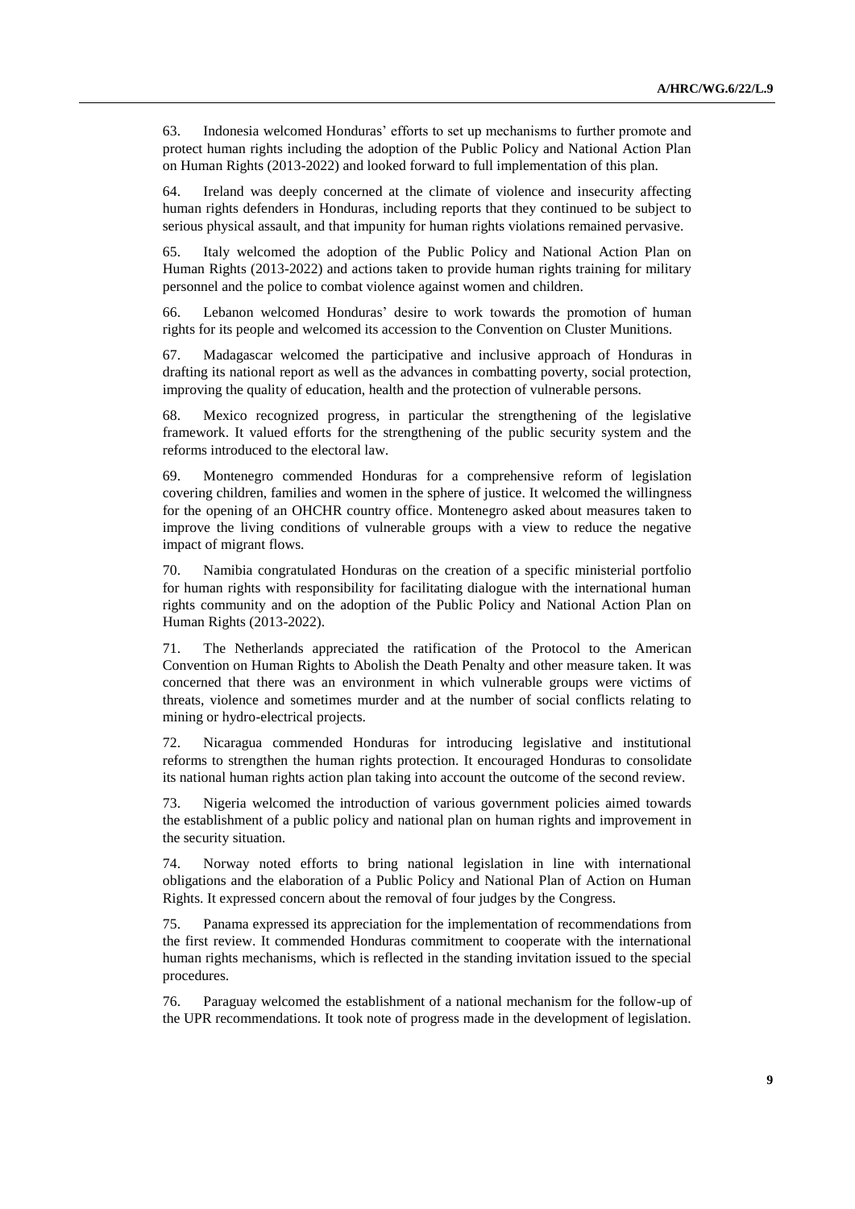63. Indonesia welcomed Honduras' efforts to set up mechanisms to further promote and protect human rights including the adoption of the Public Policy and National Action Plan on Human Rights (2013-2022) and looked forward to full implementation of this plan.

64. Ireland was deeply concerned at the climate of violence and insecurity affecting human rights defenders in Honduras, including reports that they continued to be subject to serious physical assault, and that impunity for human rights violations remained pervasive.

65. Italy welcomed the adoption of the Public Policy and National Action Plan on Human Rights (2013-2022) and actions taken to provide human rights training for military personnel and the police to combat violence against women and children.

66. Lebanon welcomed Honduras' desire to work towards the promotion of human rights for its people and welcomed its accession to the Convention on Cluster Munitions.

67. Madagascar welcomed the participative and inclusive approach of Honduras in drafting its national report as well as the advances in combatting poverty, social protection, improving the quality of education, health and the protection of vulnerable persons.

68. Mexico recognized progress, in particular the strengthening of the legislative framework. It valued efforts for the strengthening of the public security system and the reforms introduced to the electoral law.

69. Montenegro commended Honduras for a comprehensive reform of legislation covering children, families and women in the sphere of justice. It welcomed the willingness for the opening of an OHCHR country office. Montenegro asked about measures taken to improve the living conditions of vulnerable groups with a view to reduce the negative impact of migrant flows.

70. Namibia congratulated Honduras on the creation of a specific ministerial portfolio for human rights with responsibility for facilitating dialogue with the international human rights community and on the adoption of the Public Policy and National Action Plan on Human Rights (2013-2022).

71. The Netherlands appreciated the ratification of the Protocol to the American Convention on Human Rights to Abolish the Death Penalty and other measure taken. It was concerned that there was an environment in which vulnerable groups were victims of threats, violence and sometimes murder and at the number of social conflicts relating to mining or hydro-electrical projects.

72. Nicaragua commended Honduras for introducing legislative and institutional reforms to strengthen the human rights protection. It encouraged Honduras to consolidate its national human rights action plan taking into account the outcome of the second review.

73. Nigeria welcomed the introduction of various government policies aimed towards the establishment of a public policy and national plan on human rights and improvement in the security situation.

74. Norway noted efforts to bring national legislation in line with international obligations and the elaboration of a Public Policy and National Plan of Action on Human Rights. It expressed concern about the removal of four judges by the Congress.

75. Panama expressed its appreciation for the implementation of recommendations from the first review. It commended Honduras commitment to cooperate with the international human rights mechanisms, which is reflected in the standing invitation issued to the special procedures.

76. Paraguay welcomed the establishment of a national mechanism for the follow-up of the UPR recommendations. It took note of progress made in the development of legislation.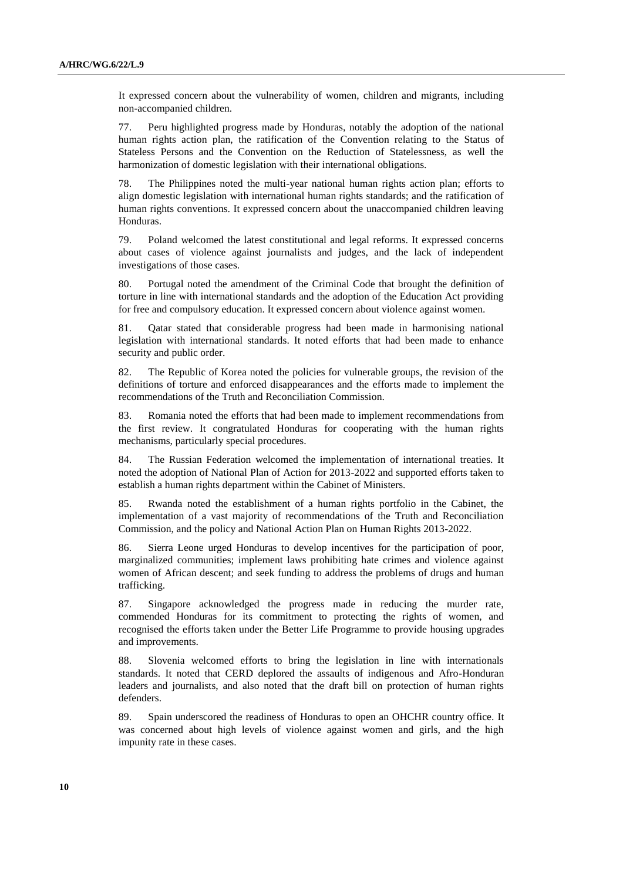It expressed concern about the vulnerability of women, children and migrants, including non-accompanied children.

77. Peru highlighted progress made by Honduras, notably the adoption of the national human rights action plan, the ratification of the Convention relating to the Status of Stateless Persons and the Convention on the Reduction of Statelessness, as well the harmonization of domestic legislation with their international obligations.

78. The Philippines noted the multi-year national human rights action plan; efforts to align domestic legislation with international human rights standards; and the ratification of human rights conventions. It expressed concern about the unaccompanied children leaving Honduras.

79. Poland welcomed the latest constitutional and legal reforms. It expressed concerns about cases of violence against journalists and judges, and the lack of independent investigations of those cases.

80. Portugal noted the amendment of the Criminal Code that brought the definition of torture in line with international standards and the adoption of the Education Act providing for free and compulsory education. It expressed concern about violence against women.

81. Qatar stated that considerable progress had been made in harmonising national legislation with international standards. It noted efforts that had been made to enhance security and public order.

82. The Republic of Korea noted the policies for vulnerable groups, the revision of the definitions of torture and enforced disappearances and the efforts made to implement the recommendations of the Truth and Reconciliation Commission.

83. Romania noted the efforts that had been made to implement recommendations from the first review. It congratulated Honduras for cooperating with the human rights mechanisms, particularly special procedures.

84. The Russian Federation welcomed the implementation of international treaties. It noted the adoption of National Plan of Action for 2013-2022 and supported efforts taken to establish a human rights department within the Cabinet of Ministers.

85. Rwanda noted the establishment of a human rights portfolio in the Cabinet, the implementation of a vast majority of recommendations of the Truth and Reconciliation Commission, and the policy and National Action Plan on Human Rights 2013-2022.

86. Sierra Leone urged Honduras to develop incentives for the participation of poor, marginalized communities; implement laws prohibiting hate crimes and violence against women of African descent; and seek funding to address the problems of drugs and human trafficking.

87. Singapore acknowledged the progress made in reducing the murder rate, commended Honduras for its commitment to protecting the rights of women, and recognised the efforts taken under the Better Life Programme to provide housing upgrades and improvements.

88. Slovenia welcomed efforts to bring the legislation in line with internationals standards. It noted that CERD deplored the assaults of indigenous and Afro-Honduran leaders and journalists, and also noted that the draft bill on protection of human rights defenders.

89. Spain underscored the readiness of Honduras to open an OHCHR country office. It was concerned about high levels of violence against women and girls, and the high impunity rate in these cases.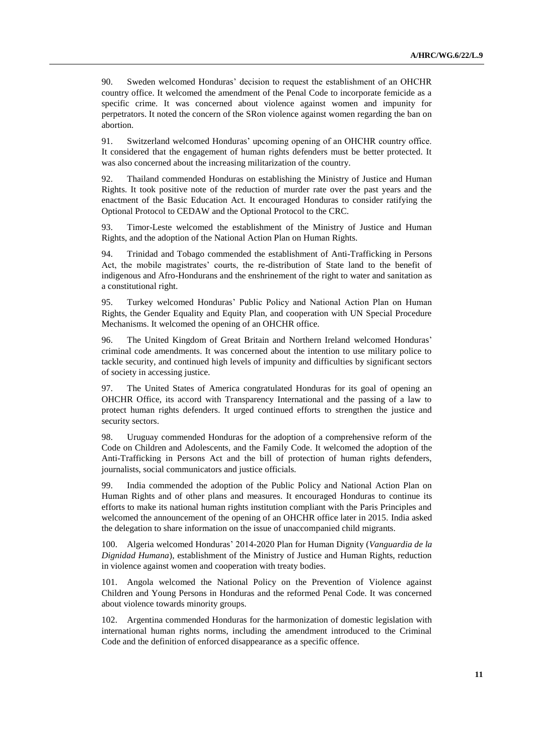90. Sweden welcomed Honduras' decision to request the establishment of an OHCHR country office. It welcomed the amendment of the Penal Code to incorporate femicide as a specific crime. It was concerned about violence against women and impunity for perpetrators. It noted the concern of the SRon violence against women regarding the ban on abortion.

91. Switzerland welcomed Honduras' upcoming opening of an OHCHR country office. It considered that the engagement of human rights defenders must be better protected. It was also concerned about the increasing militarization of the country.

92. Thailand commended Honduras on establishing the Ministry of Justice and Human Rights. It took positive note of the reduction of murder rate over the past years and the enactment of the Basic Education Act. It encouraged Honduras to consider ratifying the Optional Protocol to CEDAW and the Optional Protocol to the CRC.

93. Timor-Leste welcomed the establishment of the Ministry of Justice and Human Rights, and the adoption of the National Action Plan on Human Rights.

94. Trinidad and Tobago commended the establishment of Anti-Trafficking in Persons Act, the mobile magistrates' courts, the re-distribution of State land to the benefit of indigenous and Afro-Hondurans and the enshrinement of the right to water and sanitation as a constitutional right.

95. Turkey welcomed Honduras' Public Policy and National Action Plan on Human Rights, the Gender Equality and Equity Plan, and cooperation with UN Special Procedure Mechanisms. It welcomed the opening of an OHCHR office.

96. The United Kingdom of Great Britain and Northern Ireland welcomed Honduras' criminal code amendments. It was concerned about the intention to use military police to tackle security, and continued high levels of impunity and difficulties by significant sectors of society in accessing justice.

97. The United States of America congratulated Honduras for its goal of opening an OHCHR Office, its accord with Transparency International and the passing of a law to protect human rights defenders. It urged continued efforts to strengthen the justice and security sectors.

98. Uruguay commended Honduras for the adoption of a comprehensive reform of the Code on Children and Adolescents, and the Family Code. It welcomed the adoption of the Anti-Trafficking in Persons Act and the bill of protection of human rights defenders, journalists, social communicators and justice officials.

99. India commended the adoption of the Public Policy and National Action Plan on Human Rights and of other plans and measures. It encouraged Honduras to continue its efforts to make its national human rights institution compliant with the Paris Principles and welcomed the announcement of the opening of an OHCHR office later in 2015. India asked the delegation to share information on the issue of unaccompanied child migrants.

100. Algeria welcomed Honduras' 2014-2020 Plan for Human Dignity (*Vanguardia de la Dignidad Humana*), establishment of the Ministry of Justice and Human Rights, reduction in violence against women and cooperation with treaty bodies.

101. Angola welcomed the National Policy on the Prevention of Violence against Children and Young Persons in Honduras and the reformed Penal Code. It was concerned about violence towards minority groups.

102. Argentina commended Honduras for the harmonization of domestic legislation with international human rights norms, including the amendment introduced to the Criminal Code and the definition of enforced disappearance as a specific offence.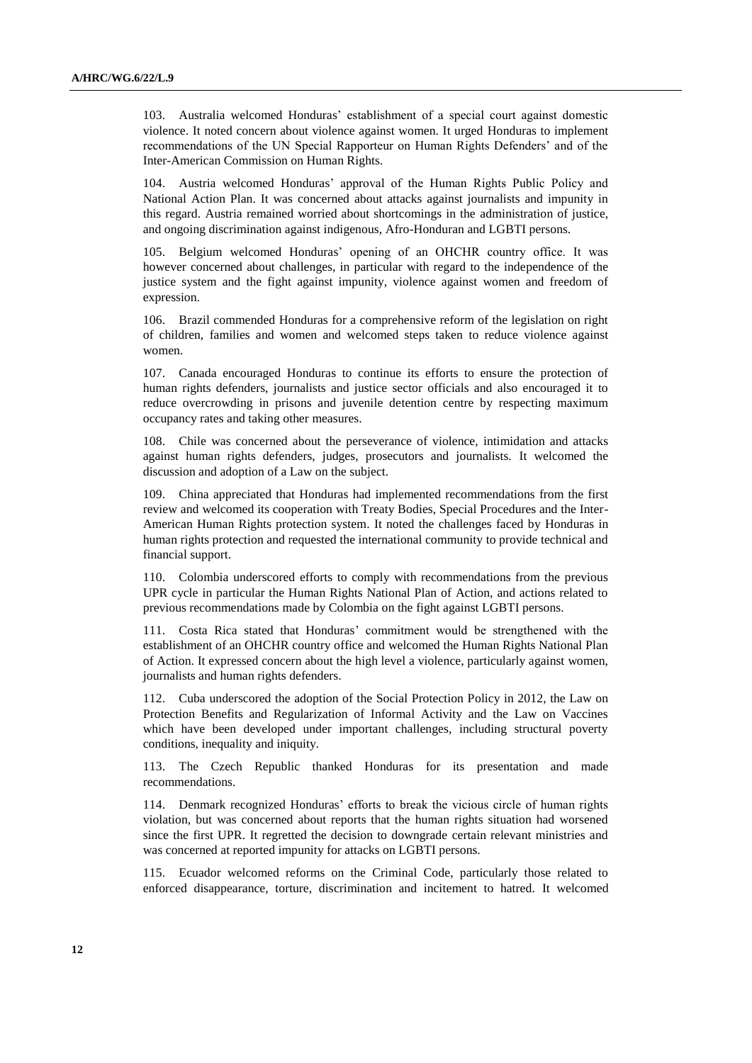103. Australia welcomed Honduras' establishment of a special court against domestic violence. It noted concern about violence against women. It urged Honduras to implement recommendations of the UN Special Rapporteur on Human Rights Defenders' and of the Inter-American Commission on Human Rights.

104. Austria welcomed Honduras' approval of the Human Rights Public Policy and National Action Plan. It was concerned about attacks against journalists and impunity in this regard. Austria remained worried about shortcomings in the administration of justice, and ongoing discrimination against indigenous, Afro-Honduran and LGBTI persons.

105. Belgium welcomed Honduras' opening of an OHCHR country office. It was however concerned about challenges, in particular with regard to the independence of the justice system and the fight against impunity, violence against women and freedom of expression.

106. Brazil commended Honduras for a comprehensive reform of the legislation on right of children, families and women and welcomed steps taken to reduce violence against women.

107. Canada encouraged Honduras to continue its efforts to ensure the protection of human rights defenders, journalists and justice sector officials and also encouraged it to reduce overcrowding in prisons and juvenile detention centre by respecting maximum occupancy rates and taking other measures.

108. Chile was concerned about the perseverance of violence, intimidation and attacks against human rights defenders, judges, prosecutors and journalists. It welcomed the discussion and adoption of a Law on the subject.

109. China appreciated that Honduras had implemented recommendations from the first review and welcomed its cooperation with Treaty Bodies, Special Procedures and the Inter-American Human Rights protection system. It noted the challenges faced by Honduras in human rights protection and requested the international community to provide technical and financial support.

110. Colombia underscored efforts to comply with recommendations from the previous UPR cycle in particular the Human Rights National Plan of Action, and actions related to previous recommendations made by Colombia on the fight against LGBTI persons.

111. Costa Rica stated that Honduras' commitment would be strengthened with the establishment of an OHCHR country office and welcomed the Human Rights National Plan of Action. It expressed concern about the high level a violence, particularly against women, journalists and human rights defenders.

112. Cuba underscored the adoption of the Social Protection Policy in 2012, the Law on Protection Benefits and Regularization of Informal Activity and the Law on Vaccines which have been developed under important challenges, including structural poverty conditions, inequality and iniquity.

113. The Czech Republic thanked Honduras for its presentation and made recommendations.

114. Denmark recognized Honduras' efforts to break the vicious circle of human rights violation, but was concerned about reports that the human rights situation had worsened since the first UPR. It regretted the decision to downgrade certain relevant ministries and was concerned at reported impunity for attacks on LGBTI persons.

115. Ecuador welcomed reforms on the Criminal Code, particularly those related to enforced disappearance, torture, discrimination and incitement to hatred. It welcomed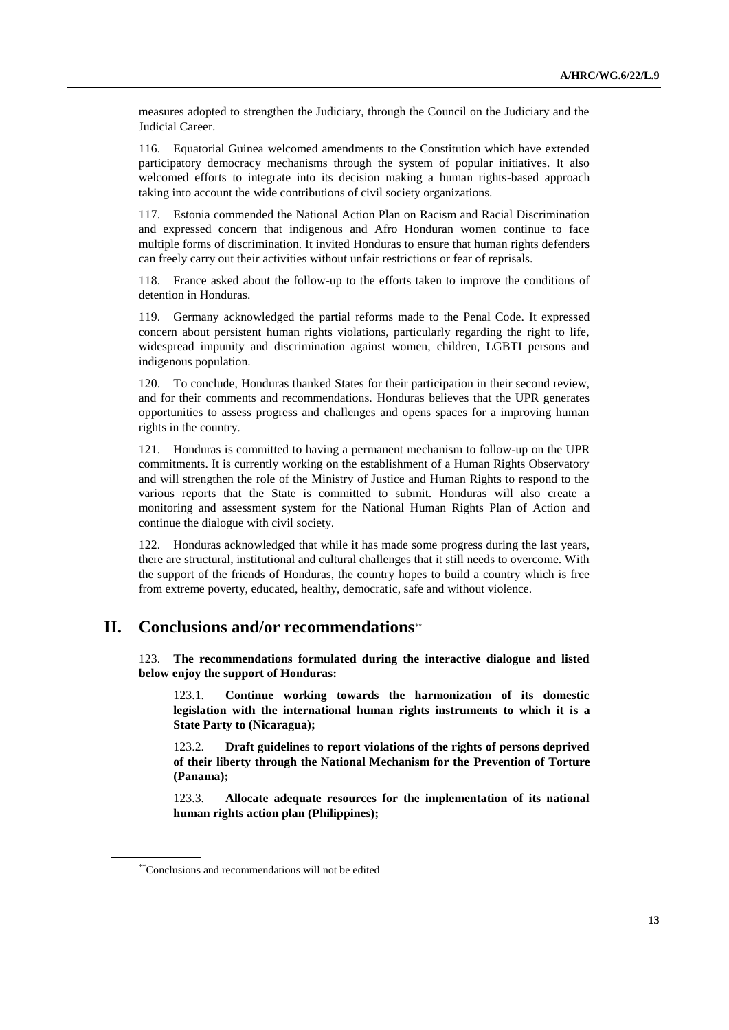measures adopted to strengthen the Judiciary, through the Council on the Judiciary and the Judicial Career.

116. Equatorial Guinea welcomed amendments to the Constitution which have extended participatory democracy mechanisms through the system of popular initiatives. It also welcomed efforts to integrate into its decision making a human rights-based approach taking into account the wide contributions of civil society organizations.

117. Estonia commended the National Action Plan on Racism and Racial Discrimination and expressed concern that indigenous and Afro Honduran women continue to face multiple forms of discrimination. It invited Honduras to ensure that human rights defenders can freely carry out their activities without unfair restrictions or fear of reprisals.

118. France asked about the follow-up to the efforts taken to improve the conditions of detention in Honduras.

119. Germany acknowledged the partial reforms made to the Penal Code. It expressed concern about persistent human rights violations, particularly regarding the right to life, widespread impunity and discrimination against women, children, LGBTI persons and indigenous population.

120. To conclude, Honduras thanked States for their participation in their second review, and for their comments and recommendations. Honduras believes that the UPR generates opportunities to assess progress and challenges and opens spaces for a improving human rights in the country.

121. Honduras is committed to having a permanent mechanism to follow-up on the UPR commitments. It is currently working on the establishment of a Human Rights Observatory and will strengthen the role of the Ministry of Justice and Human Rights to respond to the various reports that the State is committed to submit. Honduras will also create a monitoring and assessment system for the National Human Rights Plan of Action and continue the dialogue with civil society.

122. Honduras acknowledged that while it has made some progress during the last years, there are structural, institutional and cultural challenges that it still needs to overcome. With the support of the friends of Honduras, the country hopes to build a country which is free from extreme poverty, educated, healthy, democratic, safe and without violence.

# II. Conclusions and/or recommendations**

123. **The recommendations formulated during the interactive dialogue and listed below enjoy the support of Honduras:**

123.1. **Continue working towards the harmonization of its domestic legislation with the international human rights instruments to which it is a State Party to (Nicaragua);**

123.2. **Draft guidelines to report violations of the rights of persons deprived of their liberty through the National Mechanism for the Prevention of Torture (Panama);**

123.3. **Allocate adequate resources for the implementation of its national human rights action plan (Philippines);**

** Conclusions and recommendations will not be edited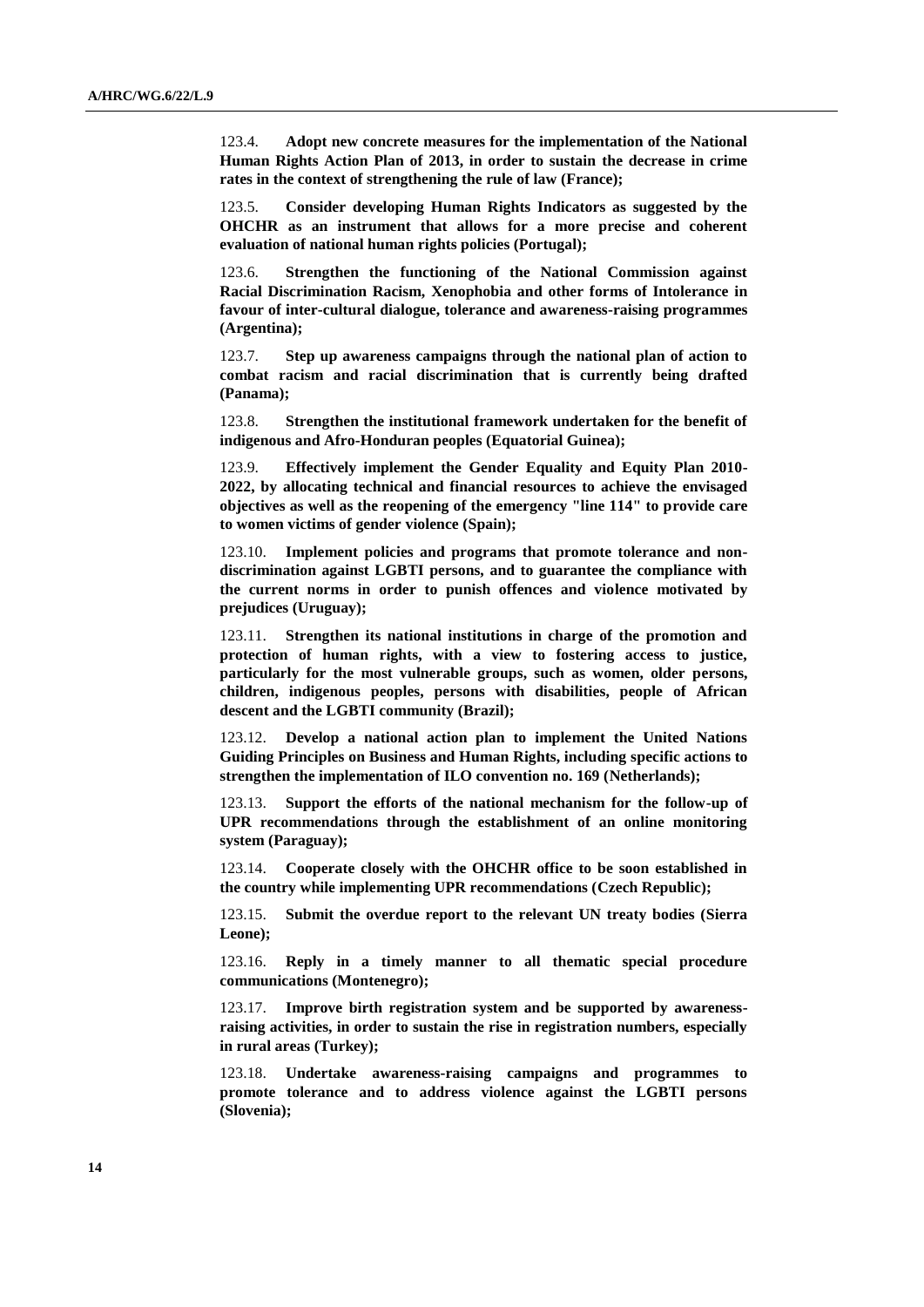123.4. **Adopt new concrete measures for the implementation of the National Human Rights Action Plan of 2013, in order to sustain the decrease in crime rates in the context of strengthening the rule of law (France);**

123.5. **Consider developing Human Rights Indicators as suggested by the OHCHR as an instrument that allows for a more precise and coherent evaluation of national human rights policies (Portugal);**

123.6. **Strengthen the functioning of the National Commission against Racial Discrimination Racism, Xenophobia and other forms of Intolerance in favour of inter-cultural dialogue, tolerance and awareness-raising programmes (Argentina);**

123.7. **Step up awareness campaigns through the national plan of action to combat racism and racial discrimination that is currently being drafted (Panama);**

123.8. **Strengthen the institutional framework undertaken for the benefit of indigenous and Afro-Honduran peoples (Equatorial Guinea);**

123.9. **Effectively implement the Gender Equality and Equity Plan 2010-2022, by allocating technical and financial resources to achieve the envisaged objectives as well as the reopening of the emergency "line 114" to provide care to women victims of gender violence (Spain);**

123.10. **Implement policies and programs that promote tolerance and non-discrimination against LGBTI persons, and to guarantee the compliance with the current norms in order to punish offences and violence motivated by prejudices (Uruguay);**

123.11. **Strengthen its national institutions in charge of the promotion and protection of human rights, with a view to fostering access to justice, particularly for the most vulnerable groups, such as women, older persons, children, indigenous peoples, persons with disabilities, people of African descent and the LGBTI community (Brazil);**

123.12. **Develop a national action plan to implement the United Nations Guiding Principles on Business and Human Rights, including specific actions to strengthen the implementation of ILO convention no. 169 (Netherlands);**

123.13. **Support the efforts of the national mechanism for the follow-up of UPR recommendations through the establishment of an online monitoring system (Paraguay);**

123.14. **Cooperate closely with the OHCHR office to be soon established in the country while implementing UPR recommendations (Czech Republic);**

123.15. **Submit the overdue report to the relevant UN treaty bodies (Sierra Leone);**

123.16. **Reply in a timely manner to all thematic special procedure communications (Montenegro);**

123.17. **Improve birth registration system and be supported by awareness-raising activities, in order to sustain the rise in registration numbers, especially in rural areas (Turkey);**

123.18. **Undertake awareness-raising campaigns and programmes to promote tolerance and to address violence against the LGBTI persons (Slovenia);**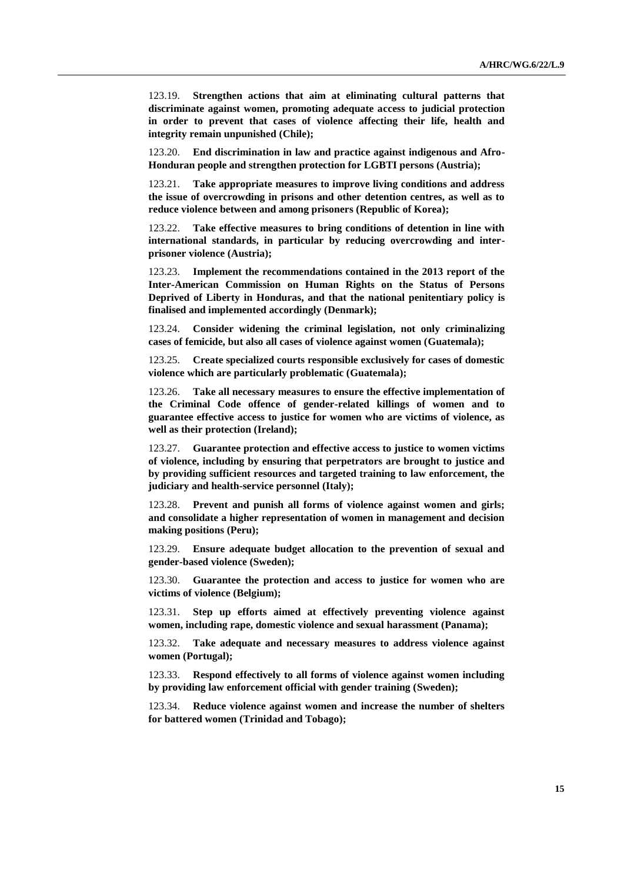123.19. **Strengthen actions that aim at eliminating cultural patterns that discriminate against women, promoting adequate access to judicial protection in order to prevent that cases of violence affecting their life, health and integrity remain unpunished (Chile);**

123.20. **End discrimination in law and practice against indigenous and Afro-Honduran people and strengthen protection for LGBTI persons (Austria);**

123.21. **Take appropriate measures to improve living conditions and address the issue of overcrowding in prisons and other detention centres, as well as to reduce violence between and among prisoners (Republic of Korea);**

123.22. **Take effective measures to bring conditions of detention in line with international standards, in particular by reducing overcrowding and inter-prisoner violence (Austria);**

123.23. **Implement the recommendations contained in the 2013 report of the Inter-American Commission on Human Rights on the Status of Persons Deprived of Liberty in Honduras, and that the national penitentiary policy is finalised and implemented accordingly (Denmark);**

123.24. **Consider widening the criminal legislation, not only criminalizing cases of femicide, but also all cases of violence against women (Guatemala);**

123.25. **Create specialized courts responsible exclusively for cases of domestic violence which are particularly problematic (Guatemala);**

123.26. **Take all necessary measures to ensure the effective implementation of the Criminal Code offence of gender-related killings of women and to guarantee effective access to justice for women who are victims of violence, as well as their protection (Ireland);**

123.27. **Guarantee protection and effective access to justice to women victims of violence, including by ensuring that perpetrators are brought to justice and by providing sufficient resources and targeted training to law enforcement, the judiciary and health-service personnel (Italy);**

123.28. **Prevent and punish all forms of violence against women and girls; and consolidate a higher representation of women in management and decision making positions (Peru);**

123.29. **Ensure adequate budget allocation to the prevention of sexual and gender-based violence (Sweden);**

123.30. **Guarantee the protection and access to justice for women who are victims of violence (Belgium);**

123.31. **Step up efforts aimed at effectively preventing violence against women, including rape, domestic violence and sexual harassment (Panama);**

123.32. **Take adequate and necessary measures to address violence against women (Portugal);**

123.33. **Respond effectively to all forms of violence against women including by providing law enforcement official with gender training (Sweden);**

123.34. **Reduce violence against women and increase the number of shelters for battered women (Trinidad and Tobago);**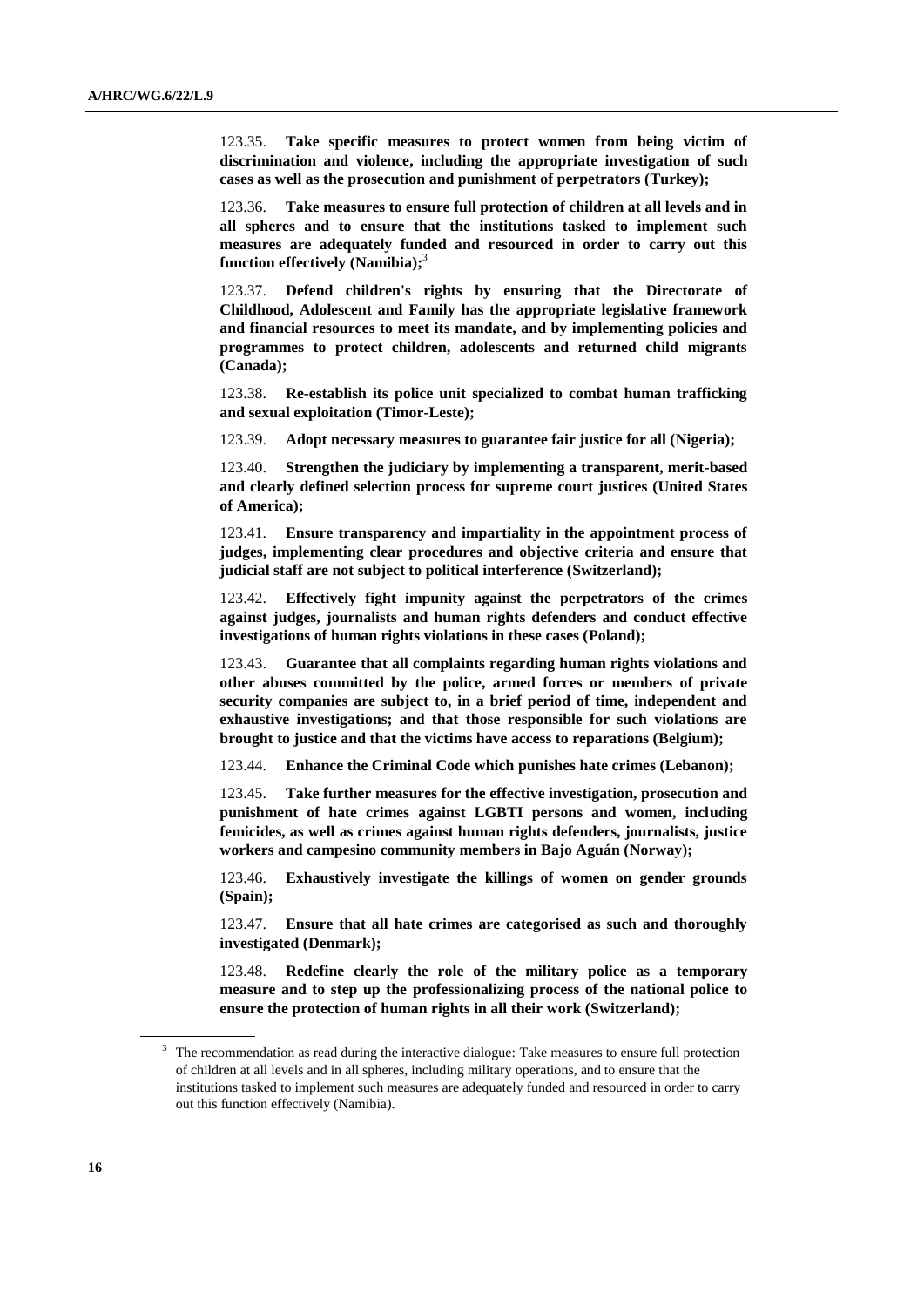123.35. **Take specific measures to protect women from being victim of discrimination and violence, including the appropriate investigation of such cases as well as the prosecution and punishment of perpetrators (Turkey);**

123.36. **Take measures to ensure full protection of children at all levels and in all spheres and to ensure that the institutions tasked to implement such measures are adequately funded and resourced in order to carry out this function effectively (Namibia);**[3]

123.37. **Defend children's rights by ensuring that the Directorate of Childhood, Adolescent and Family has the appropriate legislative framework and financial resources to meet its mandate, and by implementing policies and programmes to protect children, adolescents and returned child migrants (Canada);**

123.38. **Re-establish its police unit specialized to combat human trafficking and sexual exploitation (Timor-Leste);**

123.39. **Adopt necessary measures to guarantee fair justice for all (Nigeria);**

123.40. **Strengthen the judiciary by implementing a transparent, merit-based and clearly defined selection process for supreme court justices (United States of America);**

123.41. **Ensure transparency and impartiality in the appointment process of judges, implementing clear procedures and objective criteria and ensure that judicial staff are not subject to political interference (Switzerland);**

123.42. **Effectively fight impunity against the perpetrators of the crimes against judges, journalists and human rights defenders and conduct effective investigations of human rights violations in these cases (Poland);**

123.43. **Guarantee that all complaints regarding human rights violations and other abuses committed by the police, armed forces or members of private security companies are subject to, in a brief period of time, independent and exhaustive investigations; and that those responsible for such violations are brought to justice and that the victims have access to reparations (Belgium);**

123.44. **Enhance the Criminal Code which punishes hate crimes (Lebanon);**

123.45. **Take further measures for the effective investigation, prosecution and punishment of hate crimes against LGBTI persons and women, including femicides, as well as crimes against human rights defenders, journalists, justice workers and campesino community members in Bajo Aguán (Norway);**

123.46. **Exhaustively investigate the killings of women on gender grounds (Spain);**

123.47. **Ensure that all hate crimes are categorised as such and thoroughly investigated (Denmark);**

123.48. **Redefine clearly the role of the military police as a temporary measure and to step up the professionalizing process of the national police to ensure the protection of human rights in all their work (Switzerland);**

---

[3] The recommendation as read during the interactive dialogue: Take measures to ensure full protection of children at all levels and in all spheres, including military operations, and to ensure that the institutions tasked to implement such measures are adequately funded and resourced in order to carry out this function effectively (Namibia).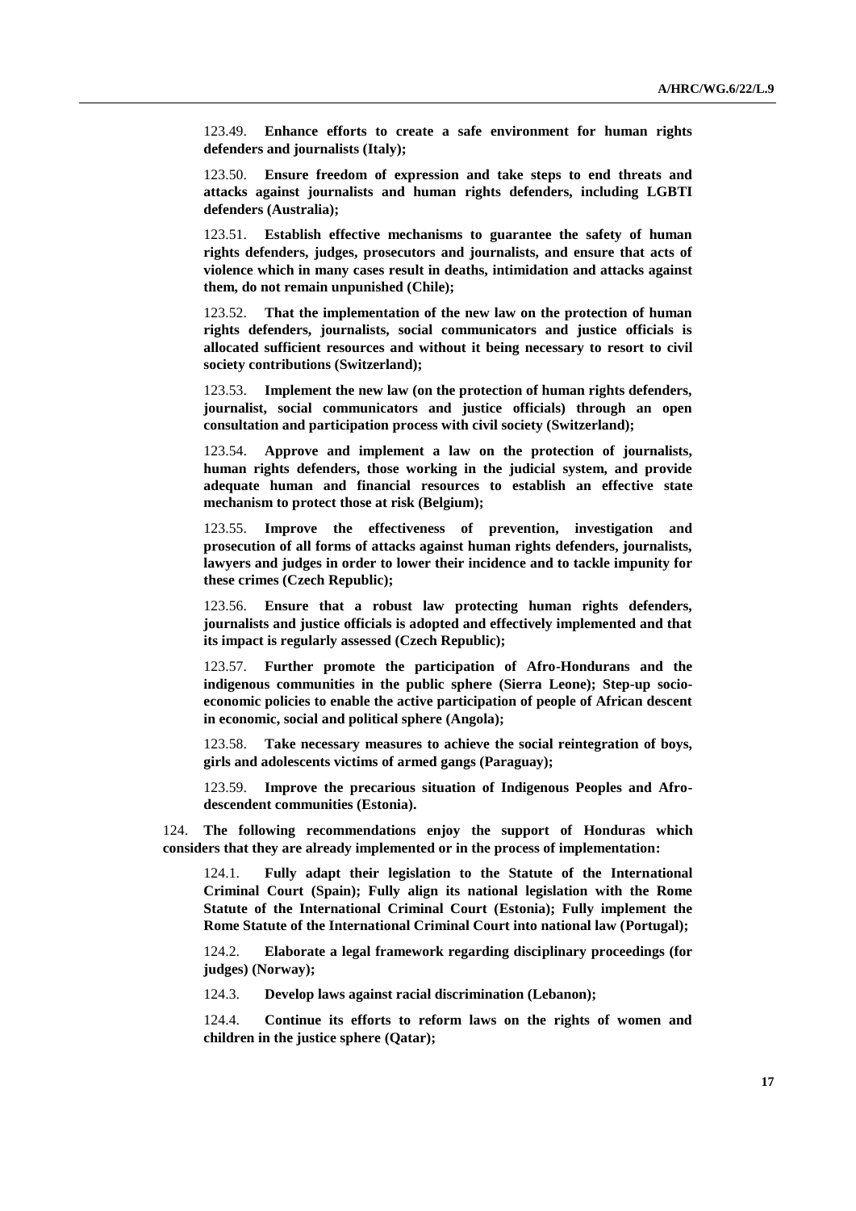123.49. **Enhance efforts to create a safe environment for human rights defenders and journalists (Italy);**

123.50. **Ensure freedom of expression and take steps to end threats and attacks against journalists and human rights defenders, including LGBTI defenders (Australia);**

123.51. **Establish effective mechanisms to guarantee the safety of human rights defenders, judges, prosecutors and journalists, and ensure that acts of violence which in many cases result in deaths, intimidation and attacks against them, do not remain unpunished (Chile);**

123.52. **That the implementation of the new law on the protection of human rights defenders, journalists, social communicators and justice officials is allocated sufficient resources and without it being necessary to resort to civil society contributions (Switzerland);**

123.53. **Implement the new law (on the protection of human rights defenders, journalist, social communicators and justice officials) through an open consultation and participation process with civil society (Switzerland);**

123.54. **Approve and implement a law on the protection of journalists, human rights defenders, those working in the judicial system, and provide adequate human and financial resources to establish an effective state mechanism to protect those at risk (Belgium);**

123.55. **Improve the effectiveness of prevention, investigation and prosecution of all forms of attacks against human rights defenders, journalists, lawyers and judges in order to lower their incidence and to tackle impunity for these crimes (Czech Republic);**

123.56. **Ensure that a robust law protecting human rights defenders, journalists and justice officials is adopted and effectively implemented and that its impact is regularly assessed (Czech Republic);**

123.57. **Further promote the participation of Afro-Hondurans and the indigenous communities in the public sphere (Sierra Leone); Step-up socio-economic policies to enable the active participation of people of African descent in economic, social and political sphere (Angola);**

123.58. **Take necessary measures to achieve the social reintegration of boys, girls and adolescents victims of armed gangs (Paraguay);**

123.59. **Improve the precarious situation of Indigenous Peoples and Afro-descendent communities (Estonia).**

124. **The following recommendations enjoy the support of Honduras which considers that they are already implemented or in the process of implementation:**

124.1. **Fully adapt their legislation to the Statute of the International Criminal Court (Spain); Fully align its national legislation with the Rome Statute of the International Criminal Court (Estonia); Fully implement the Rome Statute of the International Criminal Court into national law (Portugal);**

124.2. **Elaborate a legal framework regarding disciplinary proceedings (for judges) (Norway);**

124.3. **Develop laws against racial discrimination (Lebanon);**

124.4. **Continue its efforts to reform laws on the rights of women and children in the justice sphere (Qatar);**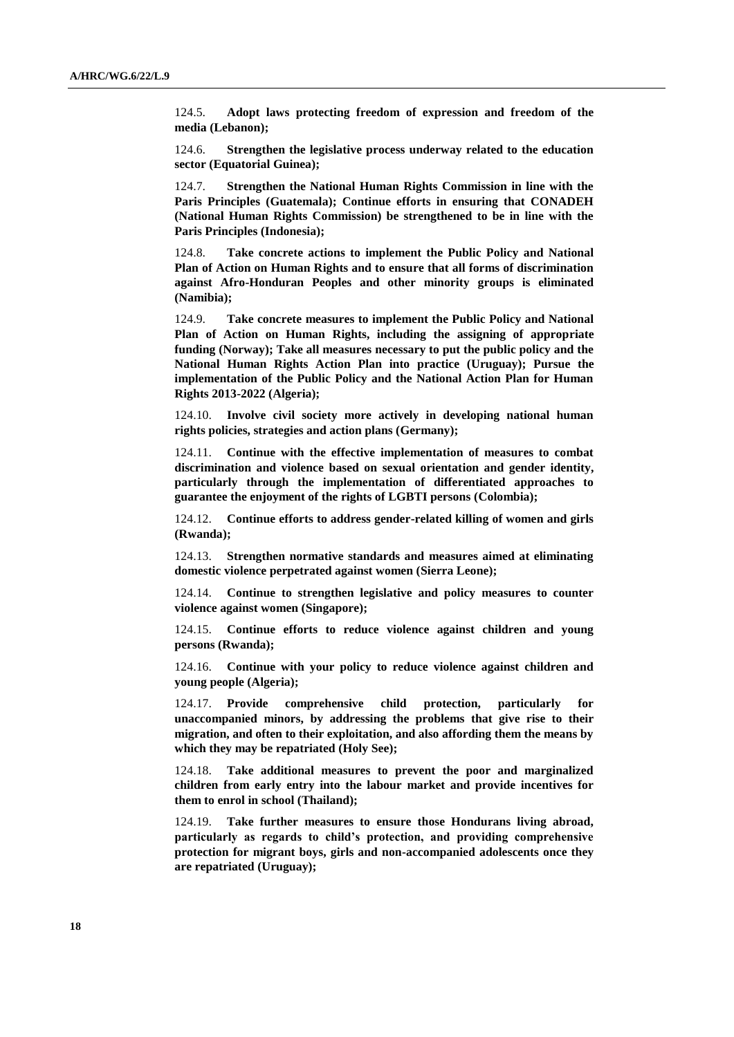124.5. **Adopt laws protecting freedom of expression and freedom of the media (Lebanon);**

124.6. **Strengthen the legislative process underway related to the education sector (Equatorial Guinea);**

124.7. **Strengthen the National Human Rights Commission in line with the Paris Principles (Guatemala); Continue efforts in ensuring that CONADEH (National Human Rights Commission) be strengthened to be in line with the Paris Principles (Indonesia);**

124.8. **Take concrete actions to implement the Public Policy and National Plan of Action on Human Rights and to ensure that all forms of discrimination against Afro-Honduran Peoples and other minority groups is eliminated (Namibia);**

124.9. **Take concrete measures to implement the Public Policy and National Plan of Action on Human Rights, including the assigning of appropriate funding (Norway); Take all measures necessary to put the public policy and the National Human Rights Action Plan into practice (Uruguay); Pursue the implementation of the Public Policy and the National Action Plan for Human Rights 2013-2022 (Algeria);**

124.10. **Involve civil society more actively in developing national human rights policies, strategies and action plans (Germany);**

124.11. **Continue with the effective implementation of measures to combat discrimination and violence based on sexual orientation and gender identity, particularly through the implementation of differentiated approaches to guarantee the enjoyment of the rights of LGBTI persons (Colombia);**

124.12. **Continue efforts to address gender-related killing of women and girls (Rwanda);**

124.13. **Strengthen normative standards and measures aimed at eliminating domestic violence perpetrated against women (Sierra Leone);**

124.14. **Continue to strengthen legislative and policy measures to counter violence against women (Singapore);**

124.15. **Continue efforts to reduce violence against children and young persons (Rwanda);**

124.16. **Continue with your policy to reduce violence against children and young people (Algeria);**

124.17. **Provide comprehensive child protection, particularly for unaccompanied minors, by addressing the problems that give rise to their migration, and often to their exploitation, and also affording them the means by which they may be repatriated (Holy See);**

124.18. **Take additional measures to prevent the poor and marginalized children from early entry into the labour market and provide incentives for them to enrol in school (Thailand);**

124.19. **Take further measures to ensure those Hondurans living abroad, particularly as regards to child's protection, and providing comprehensive protection for migrant boys, girls and non-accompanied adolescents once they are repatriated (Uruguay);**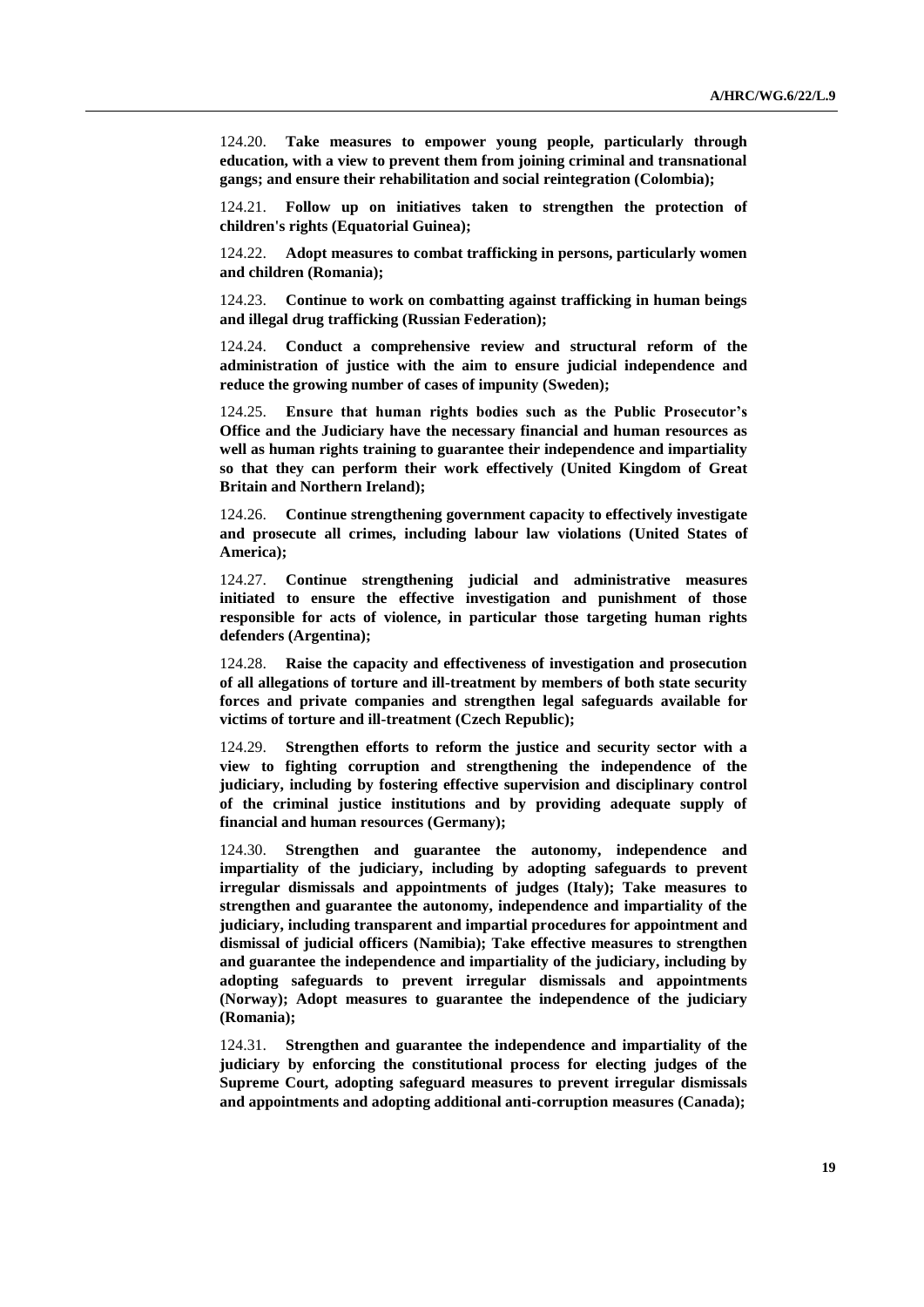124.20. **Take measures to empower young people, particularly through education, with a view to prevent them from joining criminal and transnational gangs; and ensure their rehabilitation and social reintegration (Colombia);**

124.21. **Follow up on initiatives taken to strengthen the protection of children's rights (Equatorial Guinea);**

124.22. **Adopt measures to combat trafficking in persons, particularly women and children (Romania);**

124.23. **Continue to work on combatting against trafficking in human beings and illegal drug trafficking (Russian Federation);**

124.24. **Conduct a comprehensive review and structural reform of the administration of justice with the aim to ensure judicial independence and reduce the growing number of cases of impunity (Sweden);**

124.25. **Ensure that human rights bodies such as the Public Prosecutor's Office and the Judiciary have the necessary financial and human resources as well as human rights training to guarantee their independence and impartiality so that they can perform their work effectively (United Kingdom of Great Britain and Northern Ireland);**

124.26. **Continue strengthening government capacity to effectively investigate and prosecute all crimes, including labour law violations (United States of America);**

124.27. **Continue strengthening judicial and administrative measures initiated to ensure the effective investigation and punishment of those responsible for acts of violence, in particular those targeting human rights defenders (Argentina);**

124.28. **Raise the capacity and effectiveness of investigation and prosecution of all allegations of torture and ill-treatment by members of both state security forces and private companies and strengthen legal safeguards available for victims of torture and ill-treatment (Czech Republic);**

124.29. **Strengthen efforts to reform the justice and security sector with a view to fighting corruption and strengthening the independence of the judiciary, including by fostering effective supervision and disciplinary control of the criminal justice institutions and by providing adequate supply of financial and human resources (Germany);**

124.30. **Strengthen and guarantee the autonomy, independence and impartiality of the judiciary, including by adopting safeguards to prevent irregular dismissals and appointments of judges (Italy); Take measures to strengthen and guarantee the autonomy, independence and impartiality of the judiciary, including transparent and impartial procedures for appointment and dismissal of judicial officers (Namibia); Take effective measures to strengthen and guarantee the independence and impartiality of the judiciary, including by adopting safeguards to prevent irregular dismissals and appointments (Norway); Adopt measures to guarantee the independence of the judiciary (Romania);**

124.31. **Strengthen and guarantee the independence and impartiality of the judiciary by enforcing the constitutional process for electing judges of the Supreme Court, adopting safeguard measures to prevent irregular dismissals and appointments and adopting additional anti-corruption measures (Canada);**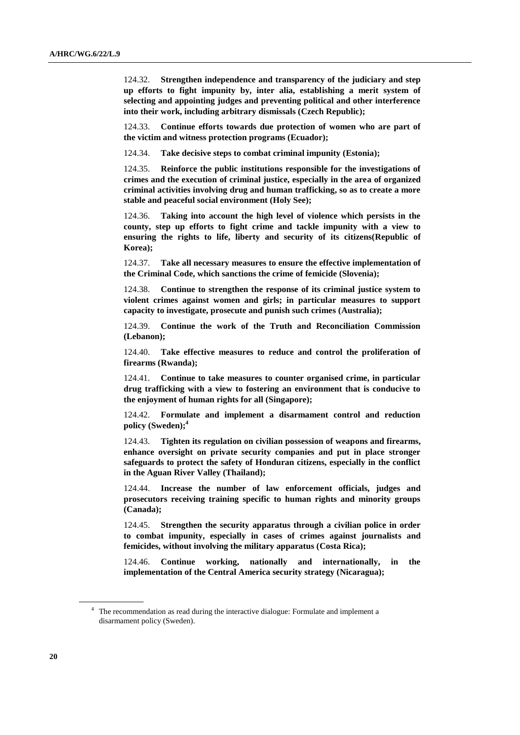124.32. **Strengthen independence and transparency of the judiciary and step up efforts to fight impunity by, inter alia, establishing a merit system of selecting and appointing judges and preventing political and other interference into their work, including arbitrary dismissals (Czech Republic);**

124.33. **Continue efforts towards due protection of women who are part of the victim and witness protection programs (Ecuador);**

124.34. **Take decisive steps to combat criminal impunity (Estonia);**

124.35. **Reinforce the public institutions responsible for the investigations of crimes and the execution of criminal justice, especially in the area of organized criminal activities involving drug and human trafficking, so as to create a more stable and peaceful social environment (Holy See);**

124.36. **Taking into account the high level of violence which persists in the county, step up efforts to fight crime and tackle impunity with a view to ensuring the rights to life, liberty and security of its citizens(Republic of Korea);**

124.37. **Take all necessary measures to ensure the effective implementation of the Criminal Code, which sanctions the crime of femicide (Slovenia);**

124.38. **Continue to strengthen the response of its criminal justice system to violent crimes against women and girls; in particular measures to support capacity to investigate, prosecute and punish such crimes (Australia);**

124.39. **Continue the work of the Truth and Reconciliation Commission (Lebanon);**

124.40. **Take effective measures to reduce and control the proliferation of firearms (Rwanda);**

124.41. **Continue to take measures to counter organised crime, in particular drug trafficking with a view to fostering an environment that is conducive to the enjoyment of human rights for all (Singapore);**

124.42. **Formulate and implement a disarmament control and reduction policy (Sweden);**[4]

124.43. **Tighten its regulation on civilian possession of weapons and firearms, enhance oversight on private security companies and put in place stronger safeguards to protect the safety of Honduran citizens, especially in the conflict in the Aguan River Valley (Thailand);**

124.44. **Increase the number of law enforcement officials, judges and prosecutors receiving training specific to human rights and minority groups (Canada);**

124.45. **Strengthen the security apparatus through a civilian police in order to combat impunity, especially in cases of crimes against journalists and femicides, without involving the military apparatus (Costa Rica);**

124.46. **Continue working, nationally and internationally, in the implementation of the Central America security strategy (Nicaragua);**

---

[4] The recommendation as read during the interactive dialogue: Formulate and implement a disarmament policy (Sweden).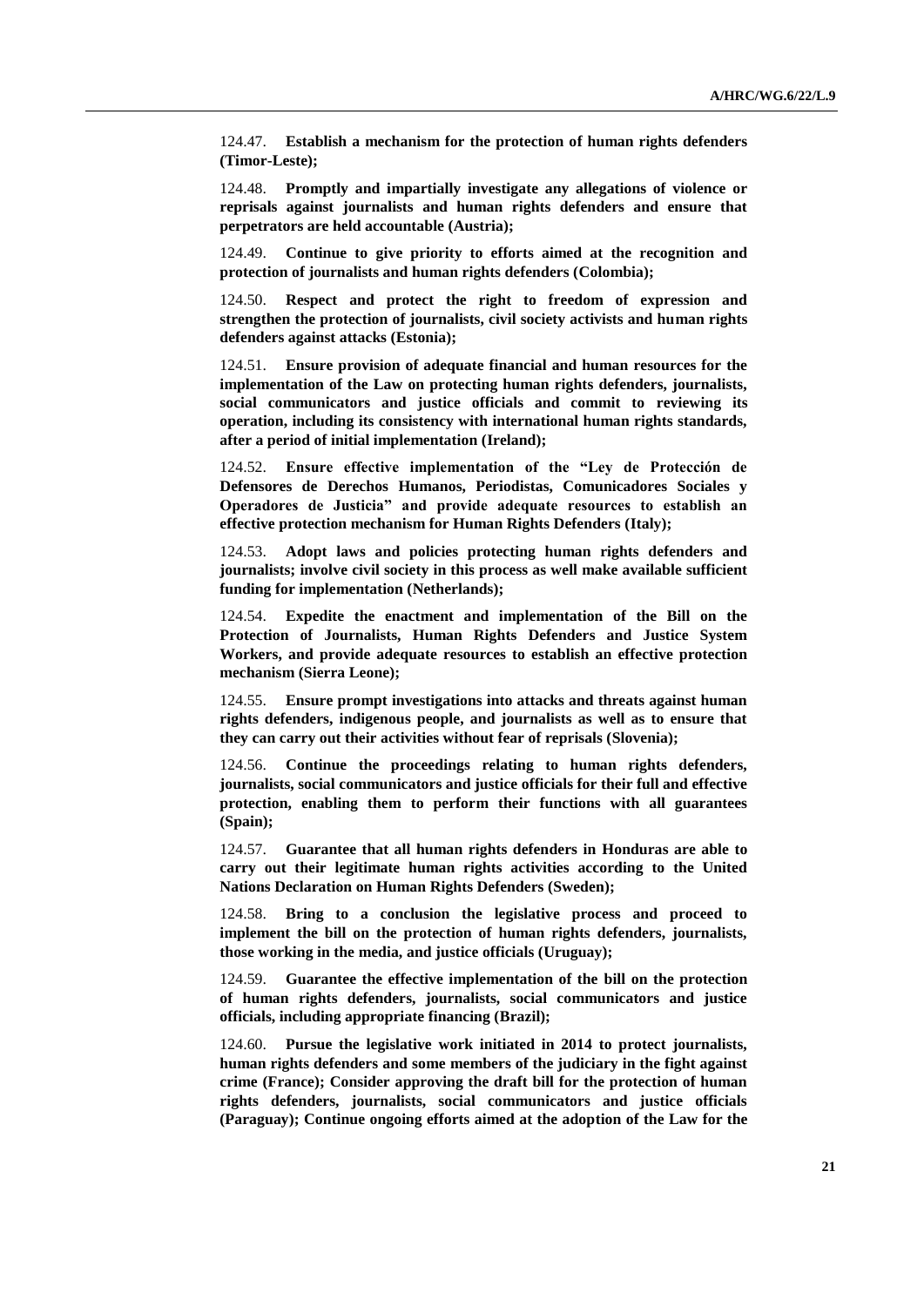124.47. **Establish a mechanism for the protection of human rights defenders (Timor-Leste);**

124.48. **Promptly and impartially investigate any allegations of violence or reprisals against journalists and human rights defenders and ensure that perpetrators are held accountable (Austria);**

124.49. **Continue to give priority to efforts aimed at the recognition and protection of journalists and human rights defenders (Colombia);**

124.50. **Respect and protect the right to freedom of expression and strengthen the protection of journalists, civil society activists and human rights defenders against attacks (Estonia);**

124.51. **Ensure provision of adequate financial and human resources for the implementation of the Law on protecting human rights defenders, journalists, social communicators and justice officials and commit to reviewing its operation, including its consistency with international human rights standards, after a period of initial implementation (Ireland);**

124.52. **Ensure effective implementation of the "Ley de Protección de Defensores de Derechos Humanos, Periodistas, Comunicadores Sociales y Operadores de Justicia" and provide adequate resources to establish an effective protection mechanism for Human Rights Defenders (Italy);**

124.53. **Adopt laws and policies protecting human rights defenders and journalists; involve civil society in this process as well make available sufficient funding for implementation (Netherlands);**

124.54. **Expedite the enactment and implementation of the Bill on the Protection of Journalists, Human Rights Defenders and Justice System Workers, and provide adequate resources to establish an effective protection mechanism (Sierra Leone);**

124.55. **Ensure prompt investigations into attacks and threats against human rights defenders, indigenous people, and journalists as well as to ensure that they can carry out their activities without fear of reprisals (Slovenia);**

124.56. **Continue the proceedings relating to human rights defenders, journalists, social communicators and justice officials for their full and effective protection, enabling them to perform their functions with all guarantees (Spain);**

124.57. **Guarantee that all human rights defenders in Honduras are able to carry out their legitimate human rights activities according to the United Nations Declaration on Human Rights Defenders (Sweden);**

124.58. **Bring to a conclusion the legislative process and proceed to implement the bill on the protection of human rights defenders, journalists, those working in the media, and justice officials (Uruguay);**

124.59. **Guarantee the effective implementation of the bill on the protection of human rights defenders, journalists, social communicators and justice officials, including appropriate financing (Brazil);**

124.60. **Pursue the legislative work initiated in 2014 to protect journalists, human rights defenders and some members of the judiciary in the fight against crime (France); Consider approving the draft bill for the protection of human rights defenders, journalists, social communicators and justice officials (Paraguay); Continue ongoing efforts aimed at the adoption of the Law for the**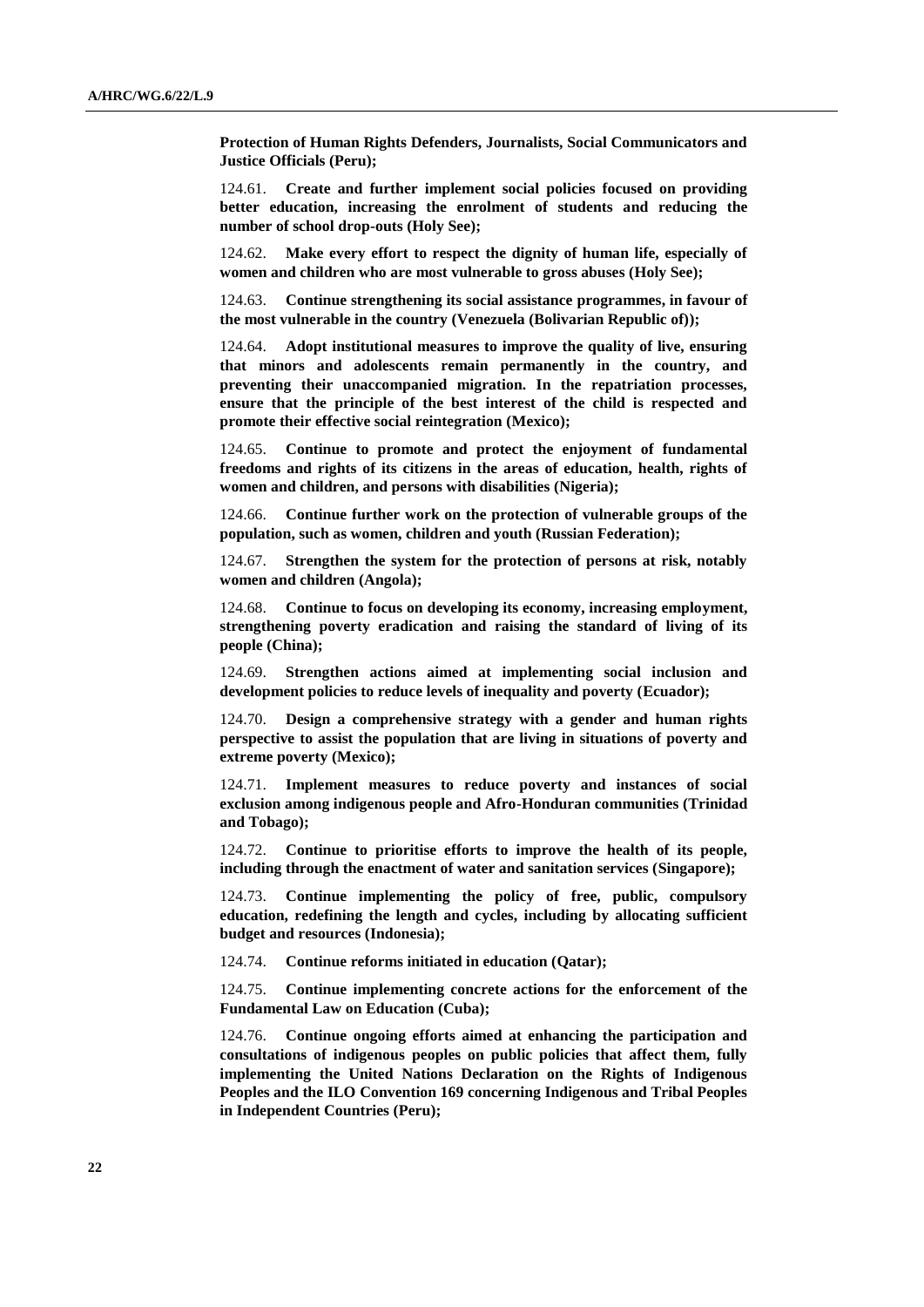**Protection of Human Rights Defenders, Journalists, Social Communicators and Justice Officials (Peru);**

124.61. **Create and further implement social policies focused on providing better education, increasing the enrolment of students and reducing the number of school drop-outs (Holy See);**

124.62. **Make every effort to respect the dignity of human life, especially of women and children who are most vulnerable to gross abuses (Holy See);**

124.63. **Continue strengthening its social assistance programmes, in favour of the most vulnerable in the country (Venezuela (Bolivarian Republic of));**

124.64. **Adopt institutional measures to improve the quality of live, ensuring that minors and adolescents remain permanently in the country, and preventing their unaccompanied migration. In the repatriation processes, ensure that the principle of the best interest of the child is respected and promote their effective social reintegration (Mexico);**

124.65. **Continue to promote and protect the enjoyment of fundamental freedoms and rights of its citizens in the areas of education, health, rights of women and children, and persons with disabilities (Nigeria);**

124.66. **Continue further work on the protection of vulnerable groups of the population, such as women, children and youth (Russian Federation);**

124.67. **Strengthen the system for the protection of persons at risk, notably women and children (Angola);**

124.68. **Continue to focus on developing its economy, increasing employment, strengthening poverty eradication and raising the standard of living of its people (China);**

124.69. **Strengthen actions aimed at implementing social inclusion and development policies to reduce levels of inequality and poverty (Ecuador);**

124.70. **Design a comprehensive strategy with a gender and human rights perspective to assist the population that are living in situations of poverty and extreme poverty (Mexico);**

124.71. **Implement measures to reduce poverty and instances of social exclusion among indigenous people and Afro-Honduran communities (Trinidad and Tobago);**

124.72. **Continue to prioritise efforts to improve the health of its people, including through the enactment of water and sanitation services (Singapore);**

124.73. **Continue implementing the policy of free, public, compulsory education, redefining the length and cycles, including by allocating sufficient budget and resources (Indonesia);**

124.74. **Continue reforms initiated in education (Qatar);**

124.75. **Continue implementing concrete actions for the enforcement of the Fundamental Law on Education (Cuba);**

124.76. **Continue ongoing efforts aimed at enhancing the participation and consultations of indigenous peoples on public policies that affect them, fully implementing the United Nations Declaration on the Rights of Indigenous Peoples and the ILO Convention 169 concerning Indigenous and Tribal Peoples in Independent Countries (Peru);**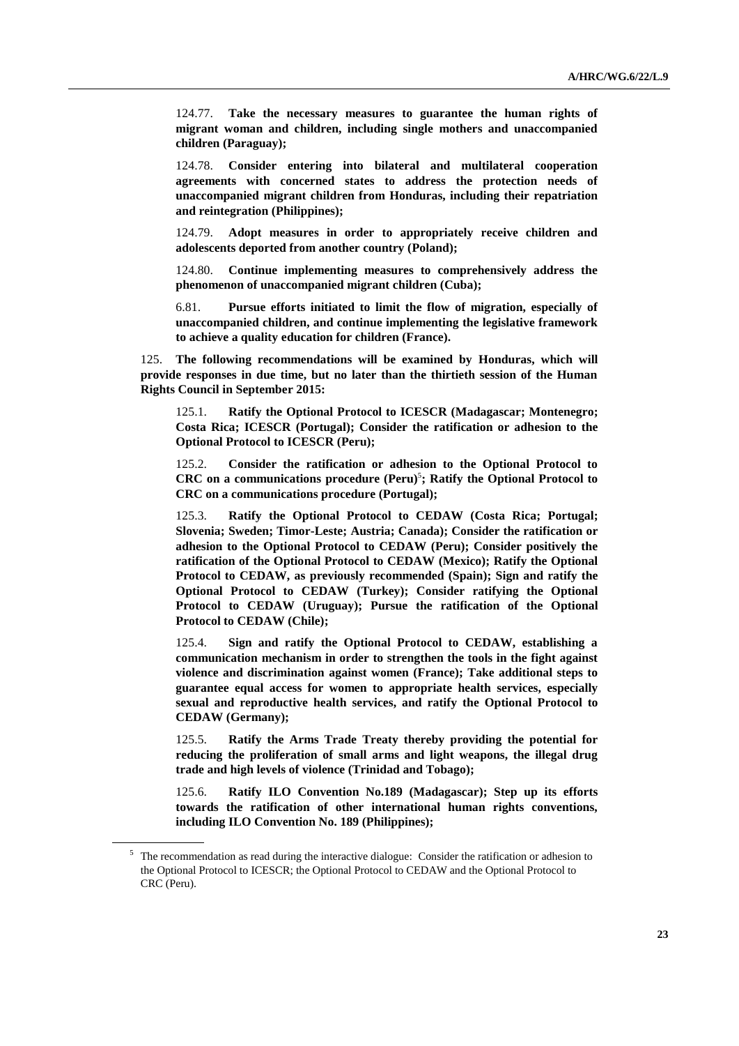124.77. **Take the necessary measures to guarantee the human rights of migrant woman and children, including single mothers and unaccompanied children (Paraguay);**

124.78. **Consider entering into bilateral and multilateral cooperation agreements with concerned states to address the protection needs of unaccompanied migrant children from Honduras, including their repatriation and reintegration (Philippines);**

124.79. **Adopt measures in order to appropriately receive children and adolescents deported from another country (Poland);**

124.80. **Continue implementing measures to comprehensively address the phenomenon of unaccompanied migrant children (Cuba);**

6.81. **Pursue efforts initiated to limit the flow of migration, especially of unaccompanied children, and continue implementing the legislative framework to achieve a quality education for children (France).**

125. **The following recommendations will be examined by Honduras, which will provide responses in due time, but no later than the thirtieth session of the Human Rights Council in September 2015:**

125.1. **Ratify the Optional Protocol to ICESCR (Madagascar; Montenegro; Costa Rica; ICESCR (Portugal); Consider the ratification or adhesion to the Optional Protocol to ICESCR (Peru);**

125.2. **Consider the ratification or adhesion to the Optional Protocol to CRC on a communications procedure (Peru)[5]; Ratify the Optional Protocol to CRC on a communications procedure (Portugal);**

125.3. **Ratify the Optional Protocol to CEDAW (Costa Rica; Portugal; Slovenia; Sweden; Timor-Leste; Austria; Canada); Consider the ratification or adhesion to the Optional Protocol to CEDAW (Peru); Consider positively the ratification of the Optional Protocol to CEDAW (Mexico); Ratify the Optional Protocol to CEDAW, as previously recommended (Spain); Sign and ratify the Optional Protocol to CEDAW (Turkey); Consider ratifying the Optional Protocol to CEDAW (Uruguay); Pursue the ratification of the Optional Protocol to CEDAW (Chile);**

125.4. **Sign and ratify the Optional Protocol to CEDAW, establishing a communication mechanism in order to strengthen the tools in the fight against violence and discrimination against women (France); Take additional steps to guarantee equal access for women to appropriate health services, especially sexual and reproductive health services, and ratify the Optional Protocol to CEDAW (Germany);**

125.5. **Ratify the Arms Trade Treaty thereby providing the potential for reducing the proliferation of small arms and light weapons, the illegal drug trade and high levels of violence (Trinidad and Tobago);**

125.6. **Ratify ILO Convention No.189 (Madagascar); Step up its efforts towards the ratification of other international human rights conventions, including ILO Convention No. 189 (Philippines);**

---

[5] The recommendation as read during the interactive dialogue: Consider the ratification or adhesion to the Optional Protocol to ICESCR; the Optional Protocol to CEDAW and the Optional Protocol to CRC (Peru).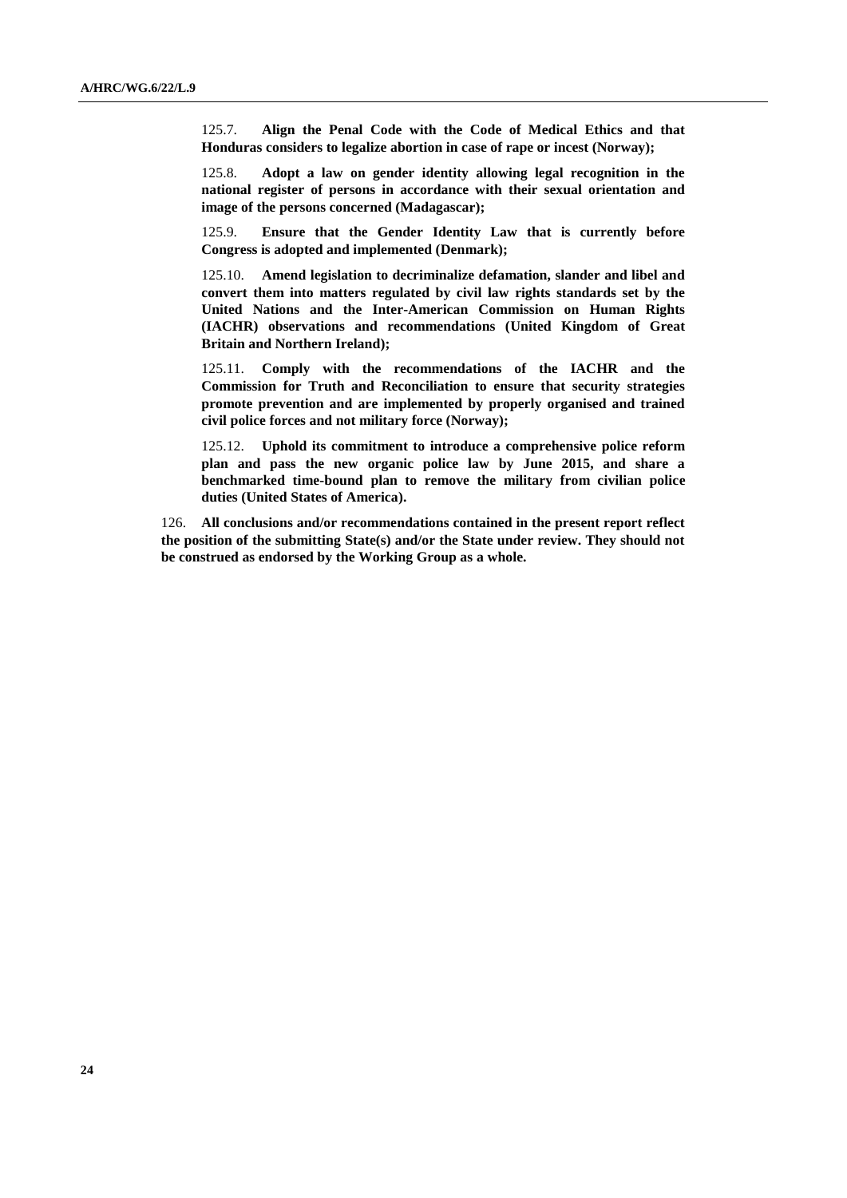125.7. **Align the Penal Code with the Code of Medical Ethics and that Honduras considers to legalize abortion in case of rape or incest (Norway);**

125.8. **Adopt a law on gender identity allowing legal recognition in the national register of persons in accordance with their sexual orientation and image of the persons concerned (Madagascar);**

125.9. **Ensure that the Gender Identity Law that is currently before Congress is adopted and implemented (Denmark);**

125.10. **Amend legislation to decriminalize defamation, slander and libel and convert them into matters regulated by civil law rights standards set by the United Nations and the Inter-American Commission on Human Rights (IACHR) observations and recommendations (United Kingdom of Great Britain and Northern Ireland);**

125.11. **Comply with the recommendations of the IACHR and the Commission for Truth and Reconciliation to ensure that security strategies promote prevention and are implemented by properly organised and trained civil police forces and not military force (Norway);**

125.12. **Uphold its commitment to introduce a comprehensive police reform plan and pass the new organic police law by June 2015, and share a benchmarked time-bound plan to remove the military from civilian police duties (United States of America).**

126. **All conclusions and/or recommendations contained in the present report reflect the position of the submitting State(s) and/or the State under review. They should not be construed as endorsed by the Working Group as a whole.**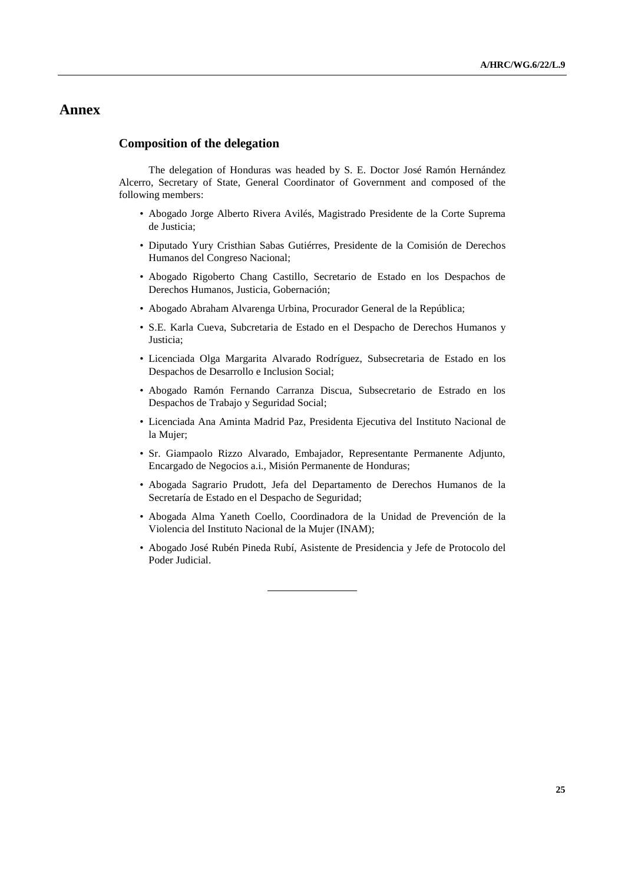# Annex

## Composition of the delegation

The delegation of Honduras was headed by S. E. Doctor José Ramón Hernández Alcerro, Secretary of State, General Coordinator of Government and composed of the following members:

- Abogado Jorge Alberto Rivera Avilés, Magistrado Presidente de la Corte Suprema de Justicia;
- Diputado Yury Cristhian Sabas Gutiérres, Presidente de la Comisión de Derechos Humanos del Congreso Nacional;
- Abogado Rigoberto Chang Castillo, Secretario de Estado en los Despachos de Derechos Humanos, Justicia, Gobernación;
- Abogado Abraham Alvarenga Urbina, Procurador General de la República;
- S.E. Karla Cueva, Subcretaria de Estado en el Despacho de Derechos Humanos y Justicia;
- Licenciada Olga Margarita Alvarado Rodríguez, Subsecretaria de Estado en los Despachos de Desarrollo e Inclusion Social;
- Abogado Ramón Fernando Carranza Discua, Subsecretario de Estrado en los Despachos de Trabajo y Seguridad Social;
- Licenciada Ana Aminta Madrid Paz, Presidenta Ejecutiva del Instituto Nacional de la Mujer;
- Sr. Giampaolo Rizzo Alvarado, Embajador, Representante Permanente Adjunto, Encargado de Negocios a.i., Misión Permanente de Honduras;
- Abogada Sagrario Prudott, Jefa del Departamento de Derechos Humanos de la Secretaría de Estado en el Despacho de Seguridad;
- Abogada Alma Yaneth Coello, Coordinadora de la Unidad de Prevención de la Violencia del Instituto Nacional de la Mujer (INAM);
- Abogado José Rubén Pineda Rubí, Asistente de Presidencia y Jefe de Protocolo del Poder Judicial.